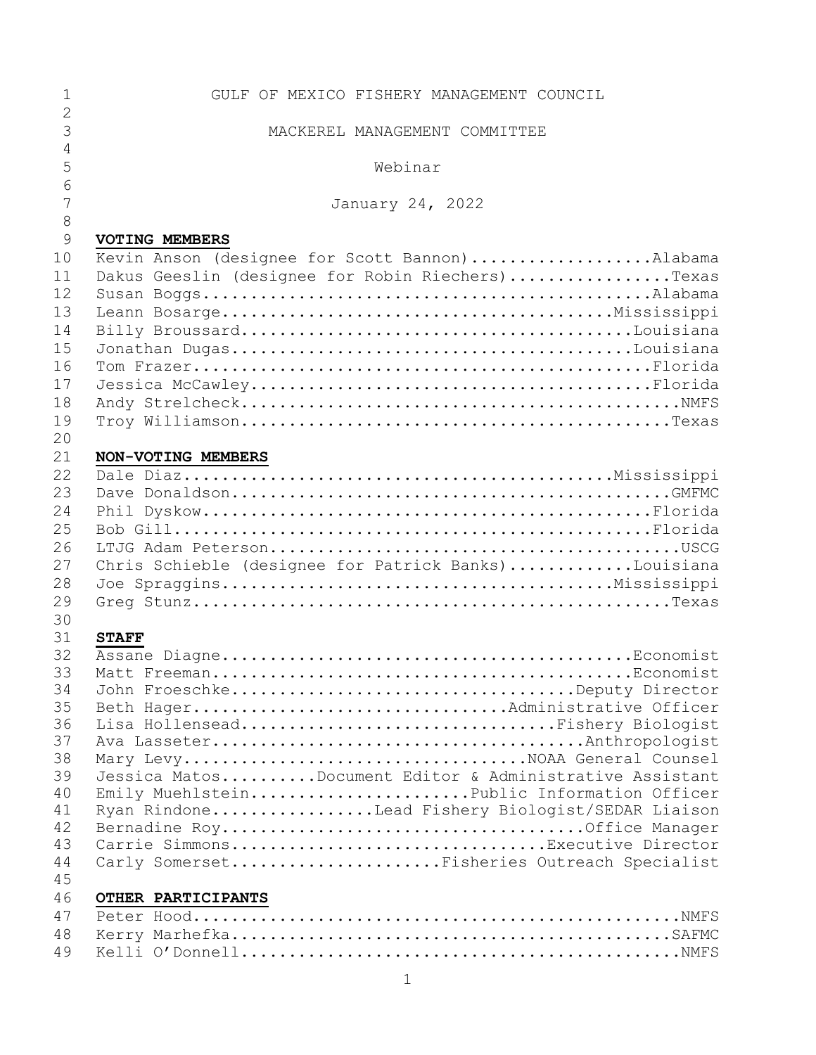GULF OF MEXICO FISHERY MANAGEMENT COUNCIL

MACKEREL MANAGEMENT COMMITTEE

Webinar

January 24, 2022

**VOTING MEMBERS**

Kevin Anson (designee for Scott Bannon)....................Alabama
Dakus Geeslin (designee for Robin Riechers).................Texas
Susan Boggs.................................................Alabama
Leann Bosarge...........................................Mississippi
Billy Broussard...........................................Louisiana
Jonathan Dugas............................................Louisiana
Tom Frazer..................................................Florida
Jessica McCawley............................................Florida
Andy Strelcheck................................................NMFS
Troy Williamson...............................................Texas

**NON-VOTING MEMBERS**

Dale Diaz...............................................Mississippi
Dave Donaldson................................................GMFMC
Phil Dyskow.................................................Florida
Bob Gill....................................................Florida
LTJG Adam Peterson.............................................USCG
Chris Schieble (designee for Patrick Banks).............Louisiana
Joe Spraggins...........................................Mississippi
Greg Stunz....................................................Texas

**STAFF**

Assane Diagne.............................................Economist
Matt Freeman..............................................Economist
John Froeschke.......................................Deputy Director
Beth Hager..................................Administrative Officer
Lisa Hollensead...................................Fishery Biologist
Ava Lasseter..........................................Anthropologist
Mary Levy...................................NOAA General Counsel
Jessica Matos..........Document Editor & Administrative Assistant
Emily Muehlstein......................Public Information Officer
Ryan Rindone.................Lead Fishery Biologist/SEDAR Liaison
Bernadine Roy.......................................Office Manager
Carrie Simmons..................................Executive Director
Carly Somerset......................Fisheries Outreach Specialist

**OTHER PARTICIPANTS**

Peter Hood.....................................................NMFS
Kerry Marhefka................................................SAFMC
Kelli O'Donnell................................................NMFS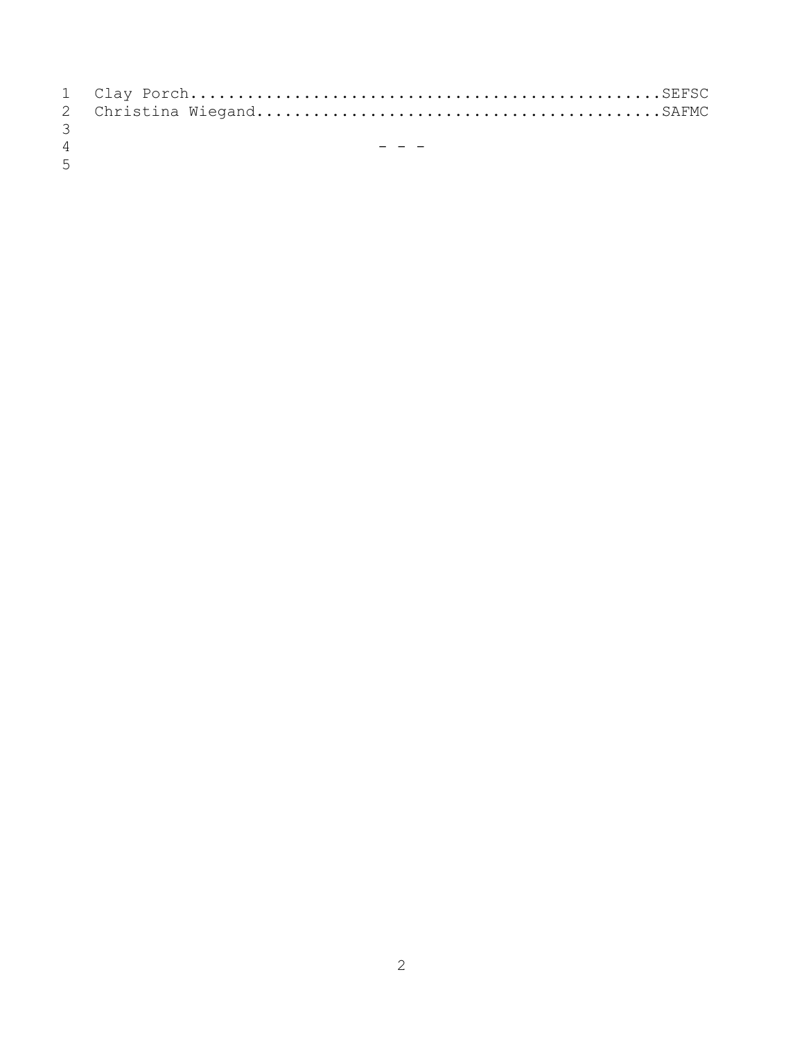Clay Porch................................................SEFSC
Christina Wiegand.........................................SAFMC

- - -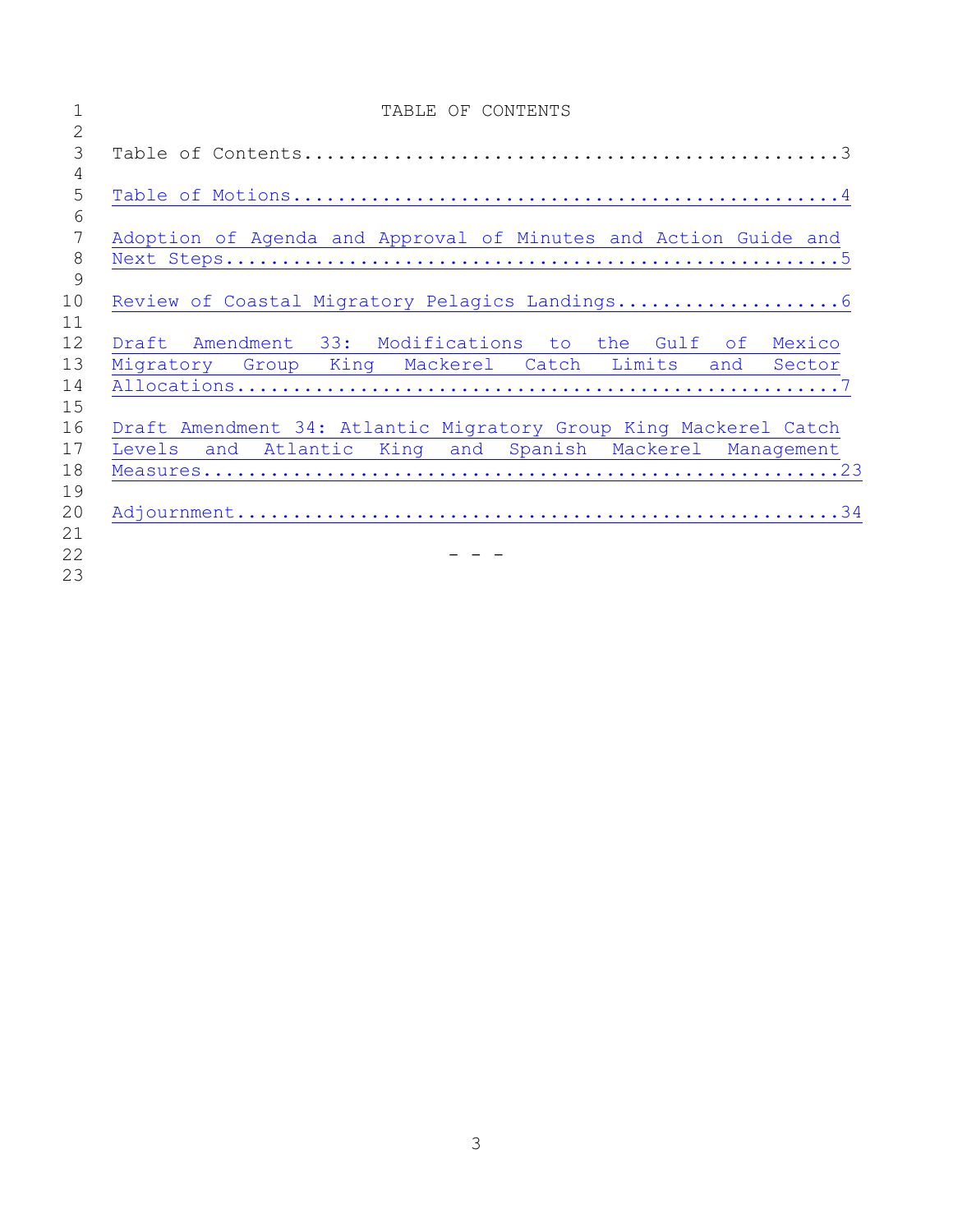# TABLE OF CONTENTS

Table of Contents....................................................3

Table of Motions.....................................................4

Adoption of Agenda and Approval of Minutes and Action Guide and Next Steps...........................................................5

Review of Coastal Migratory Pelagics Landings....................6

Draft Amendment 33: Modifications to the Gulf of Mexico Migratory Group King Mackerel Catch Limits and Sector Allocations...........................................................7

Draft Amendment 34: Atlantic Migratory Group King Mackerel Catch Levels and Atlantic King and Spanish Mackerel Management Measures...........................................................23

Adjournment...........................................................34

\- - -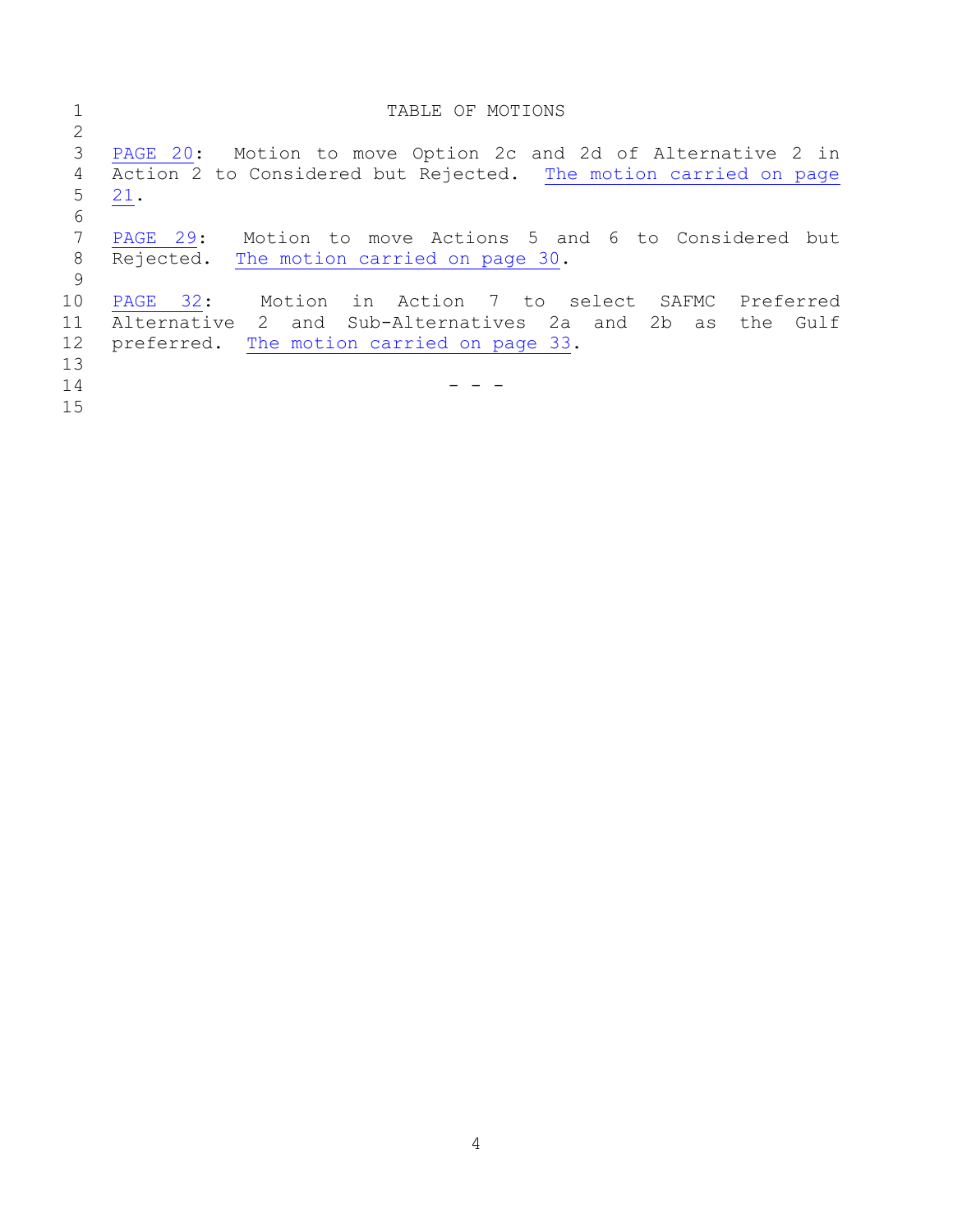# TABLE OF MOTIONS

PAGE 20: Motion to move Option 2c and 2d of Alternative 2 in Action 2 to Considered but Rejected. The motion carried on page 21.

PAGE 29: Motion to move Actions 5 and 6 to Considered but Rejected. The motion carried on page 30.

PAGE 32: Motion in Action 7 to select SAFMC Preferred Alternative 2 and Sub-Alternatives 2a and 2b as the Gulf preferred. The motion carried on page 33.

- - -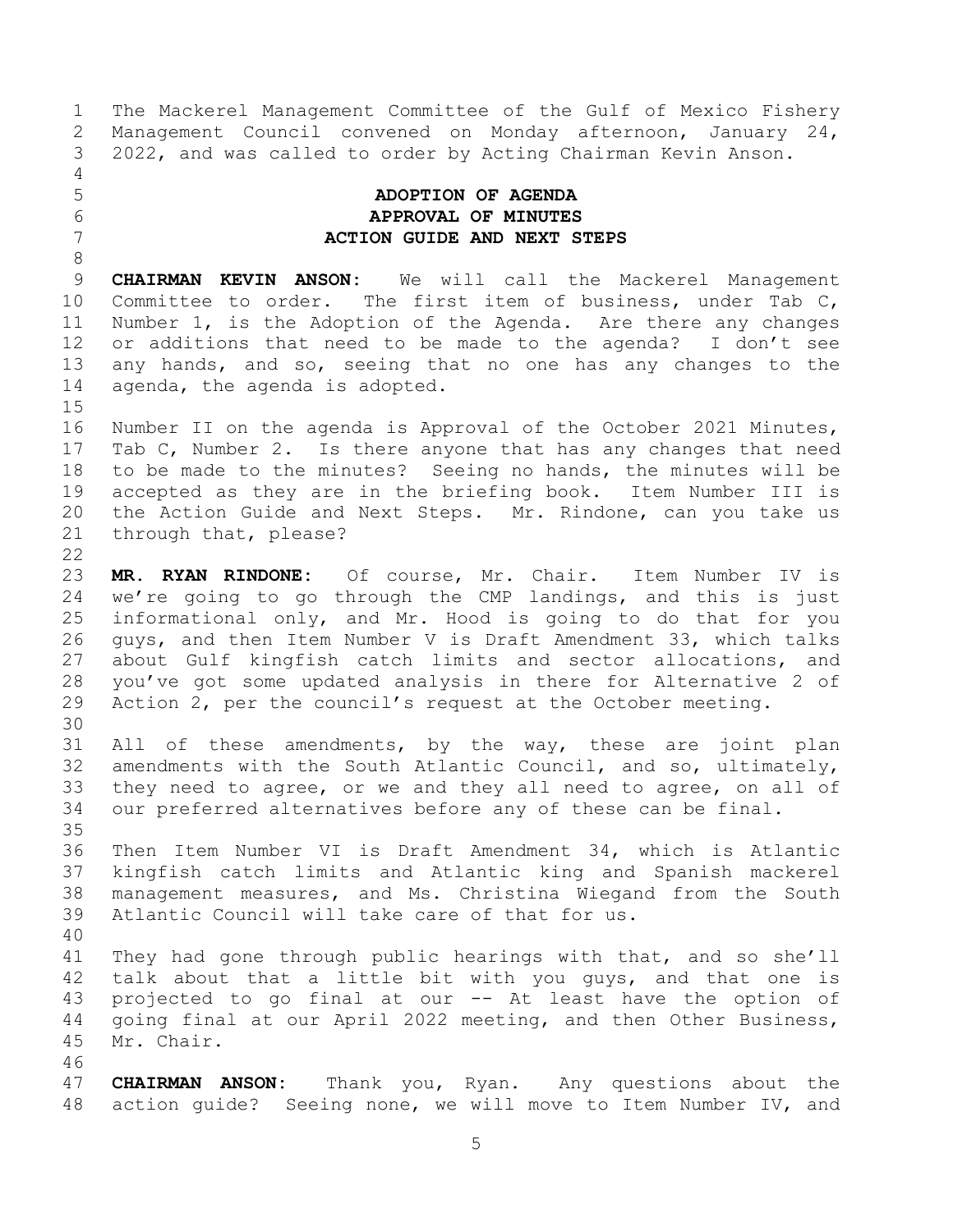The Mackerel Management Committee of the Gulf of Mexico Fishery Management Council convened on Monday afternoon, January 24, 2022, and was called to order by Acting Chairman Kevin Anson.

## ADOPTION OF AGENDA
## APPROVAL OF MINUTES
## ACTION GUIDE AND NEXT STEPS

**CHAIRMAN KEVIN ANSON:** We will call the Mackerel Management Committee to order. The first item of business, under Tab C, Number 1, is the Adoption of the Agenda. Are there any changes or additions that need to be made to the agenda? I don't see any hands, and so, seeing that no one has any changes to the agenda, the agenda is adopted.

Number II on the agenda is Approval of the October 2021 Minutes, Tab C, Number 2. Is there anyone that has any changes that need to be made to the minutes? Seeing no hands, the minutes will be accepted as they are in the briefing book. Item Number III is the Action Guide and Next Steps. Mr. Rindone, can you take us through that, please?

**MR. RYAN RINDONE:** Of course, Mr. Chair. Item Number IV is we're going to go through the CMP landings, and this is just informational only, and Mr. Hood is going to do that for you guys, and then Item Number V is Draft Amendment 33, which talks about Gulf kingfish catch limits and sector allocations, and you've got some updated analysis in there for Alternative 2 of Action 2, per the council's request at the October meeting.

All of these amendments, by the way, these are joint plan amendments with the South Atlantic Council, and so, ultimately, they need to agree, or we and they all need to agree, on all of our preferred alternatives before any of these can be final.

Then Item Number VI is Draft Amendment 34, which is Atlantic kingfish catch limits and Atlantic king and Spanish mackerel management measures, and Ms. Christina Wiegand from the South Atlantic Council will take care of that for us.

They had gone through public hearings with that, and so she'll talk about that a little bit with you guys, and that one is projected to go final at our -- At least have the option of going final at our April 2022 meeting, and then Other Business, Mr. Chair.

**CHAIRMAN ANSON:** Thank you, Ryan. Any questions about the action guide? Seeing none, we will move to Item Number IV, and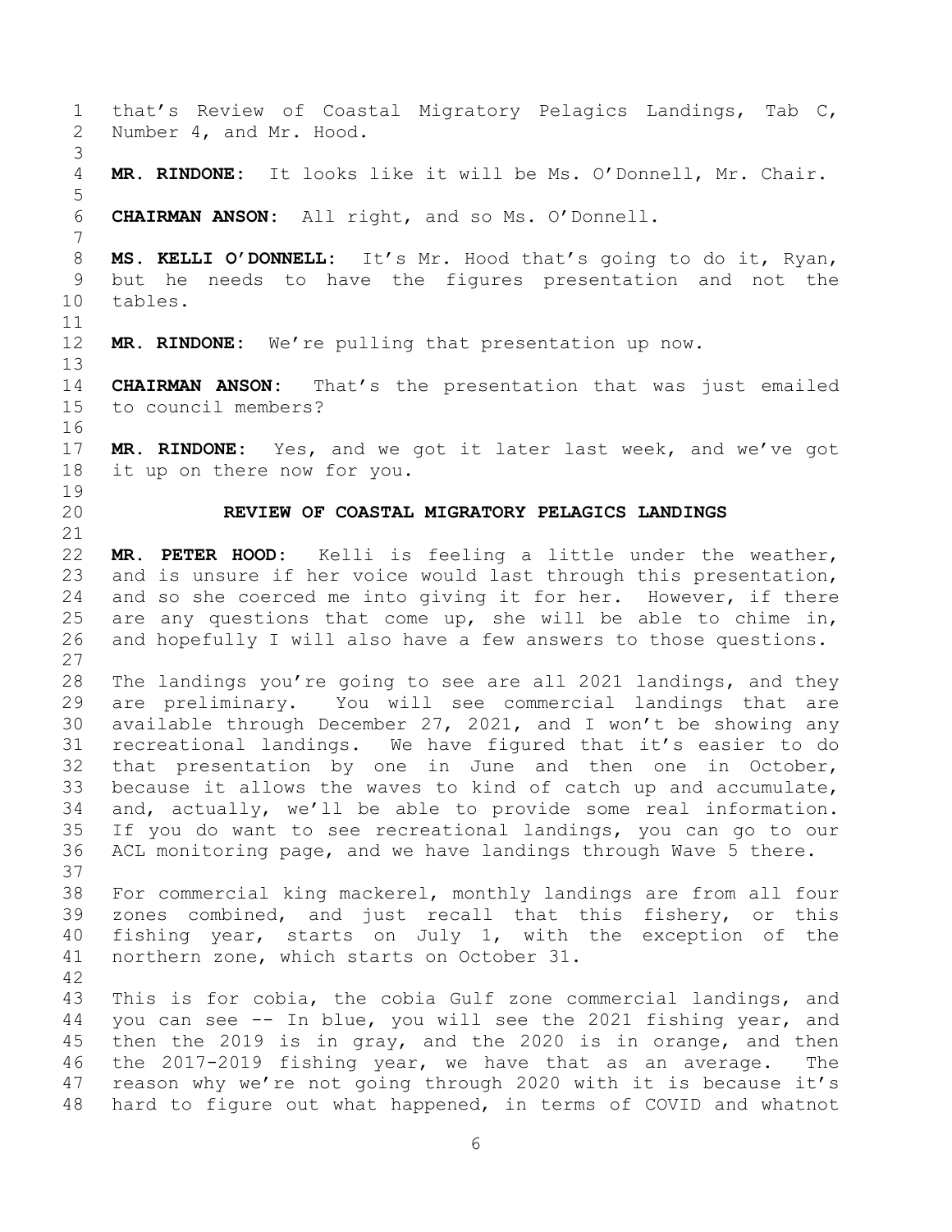that's Review of Coastal Migratory Pelagics Landings, Tab C, Number 4, and Mr. Hood.

**MR. RINDONE:** It looks like it will be Ms. O'Donnell, Mr. Chair.

**CHAIRMAN ANSON:** All right, and so Ms. O'Donnell.

**MS. KELLI O'DONNELL:** It's Mr. Hood that's going to do it, Ryan, but he needs to have the figures presentation and not the tables.

**MR. RINDONE:** We're pulling that presentation up now.

**CHAIRMAN ANSON:** That's the presentation that was just emailed to council members?

**MR. RINDONE:** Yes, and we got it later last week, and we've got it up on there now for you.

## REVIEW OF COASTAL MIGRATORY PELAGICS LANDINGS

**MR. PETER HOOD:** Kelli is feeling a little under the weather, and is unsure if her voice would last through this presentation, and so she coerced me into giving it for her. However, if there are any questions that come up, she will be able to chime in, and hopefully I will also have a few answers to those questions.

The landings you're going to see are all 2021 landings, and they are preliminary. You will see commercial landings that are available through December 27, 2021, and I won't be showing any recreational landings. We have figured that it's easier to do that presentation by one in June and then one in October, because it allows the waves to kind of catch up and accumulate, and, actually, we'll be able to provide some real information. If you do want to see recreational landings, you can go to our ACL monitoring page, and we have landings through Wave 5 there.

For commercial king mackerel, monthly landings are from all four zones combined, and just recall that this fishery, or this fishing year, starts on July 1, with the exception of the northern zone, which starts on October 31.

This is for cobia, the cobia Gulf zone commercial landings, and you can see -- In blue, you will see the 2021 fishing year, and then the 2019 is in gray, and the 2020 is in orange, and then the 2017-2019 fishing year, we have that as an average. The reason why we're not going through 2020 with it is because it's hard to figure out what happened, in terms of COVID and whatnot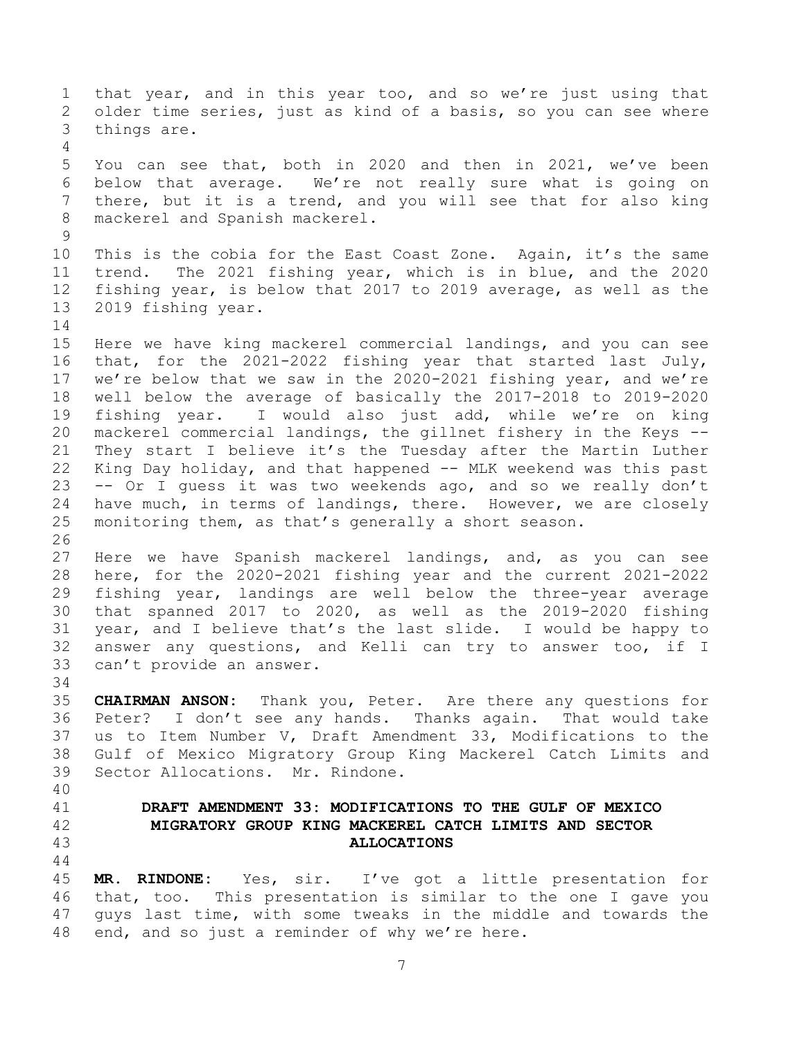that year, and in this year too, and so we're just using that older time series, just as kind of a basis, so you can see where things are.

You can see that, both in 2020 and then in 2021, we've been below that average. We're not really sure what is going on there, but it is a trend, and you will see that for also king mackerel and Spanish mackerel.

This is the cobia for the East Coast Zone. Again, it's the same trend. The 2021 fishing year, which is in blue, and the 2020 fishing year, is below that 2017 to 2019 average, as well as the 2019 fishing year.

Here we have king mackerel commercial landings, and you can see that, for the 2021-2022 fishing year that started last July, we're below that we saw in the 2020-2021 fishing year, and we're well below the average of basically the 2017-2018 to 2019-2020 fishing year. I would also just add, while we're on king mackerel commercial landings, the gillnet fishery in the Keys -- They start I believe it's the Tuesday after the Martin Luther King Day holiday, and that happened -- MLK weekend was this past -- Or I guess it was two weekends ago, and so we really don't have much, in terms of landings, there. However, we are closely monitoring them, as that's generally a short season.

Here we have Spanish mackerel landings, and, as you can see here, for the 2020-2021 fishing year and the current 2021-2022 fishing year, landings are well below the three-year average that spanned 2017 to 2020, as well as the 2019-2020 fishing year, and I believe that's the last slide. I would be happy to answer any questions, and Kelli can try to answer too, if I can't provide an answer.

**CHAIRMAN ANSON:** Thank you, Peter. Are there any questions for Peter? I don't see any hands. Thanks again. That would take us to Item Number V, Draft Amendment 33, Modifications to the Gulf of Mexico Migratory Group King Mackerel Catch Limits and Sector Allocations. Mr. Rindone.

## DRAFT AMENDMENT 33: MODIFICATIONS TO THE GULF OF MEXICO MIGRATORY GROUP KING MACKEREL CATCH LIMITS AND SECTOR ALLOCATIONS

**MR. RINDONE:** Yes, sir. I've got a little presentation for that, too. This presentation is similar to the one I gave you guys last time, with some tweaks in the middle and towards the end, and so just a reminder of why we're here.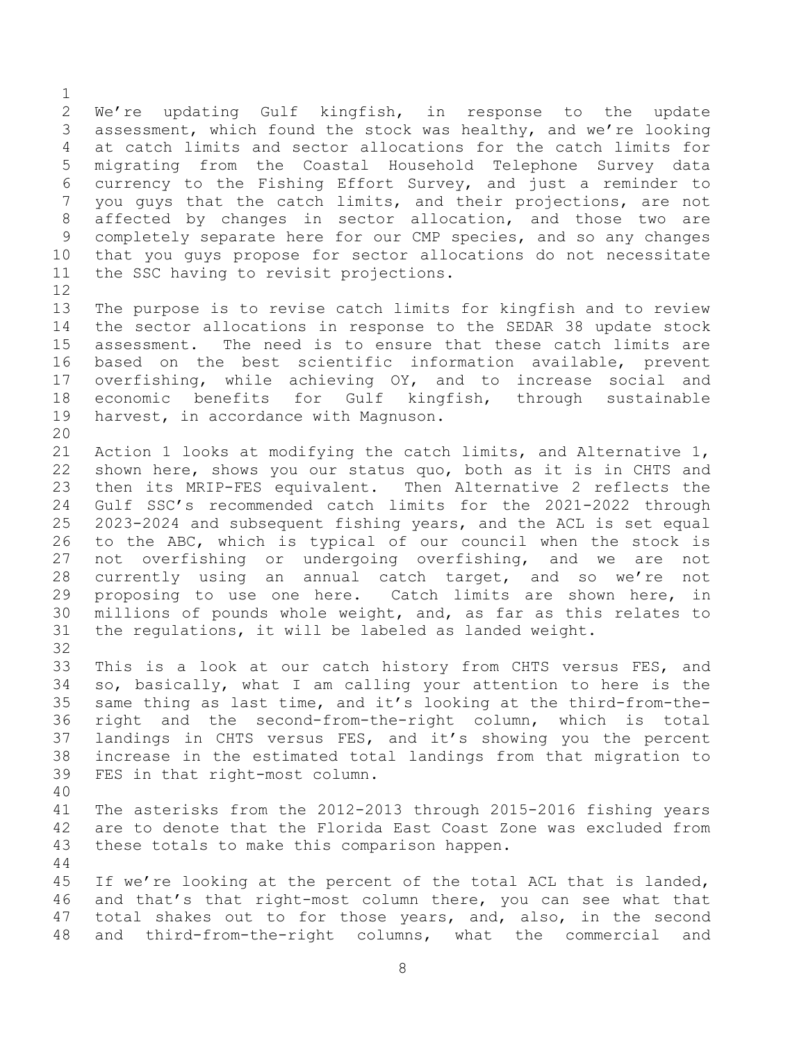We're updating Gulf kingfish, in response to the update assessment, which found the stock was healthy, and we're looking at catch limits and sector allocations for the catch limits for migrating from the Coastal Household Telephone Survey data currency to the Fishing Effort Survey, and just a reminder to you guys that the catch limits, and their projections, are not affected by changes in sector allocation, and those two are completely separate here for our CMP species, and so any changes that you guys propose for sector allocations do not necessitate the SSC having to revisit projections.

The purpose is to revise catch limits for kingfish and to review the sector allocations in response to the SEDAR 38 update stock assessment. The need is to ensure that these catch limits are based on the best scientific information available, prevent overfishing, while achieving OY, and to increase social and economic benefits for Gulf kingfish, through sustainable harvest, in accordance with Magnuson.

Action 1 looks at modifying the catch limits, and Alternative 1, shown here, shows you our status quo, both as it is in CHTS and then its MRIP-FES equivalent. Then Alternative 2 reflects the Gulf SSC's recommended catch limits for the 2021-2022 through 2023-2024 and subsequent fishing years, and the ACL is set equal to the ABC, which is typical of our council when the stock is not overfishing or undergoing overfishing, and we are not currently using an annual catch target, and so we're not proposing to use one here. Catch limits are shown here, in millions of pounds whole weight, and, as far as this relates to the regulations, it will be labeled as landed weight.

This is a look at our catch history from CHTS versus FES, and so, basically, what I am calling your attention to here is the same thing as last time, and it's looking at the third-from-the-right and the second-from-the-right column, which is total landings in CHTS versus FES, and it's showing you the percent increase in the estimated total landings from that migration to FES in that right-most column.

The asterisks from the 2012-2013 through 2015-2016 fishing years are to denote that the Florida East Coast Zone was excluded from these totals to make this comparison happen.

If we're looking at the percent of the total ACL that is landed, and that's that right-most column there, you can see what that total shakes out to for those years, and, also, in the second and third-from-the-right columns, what the commercial and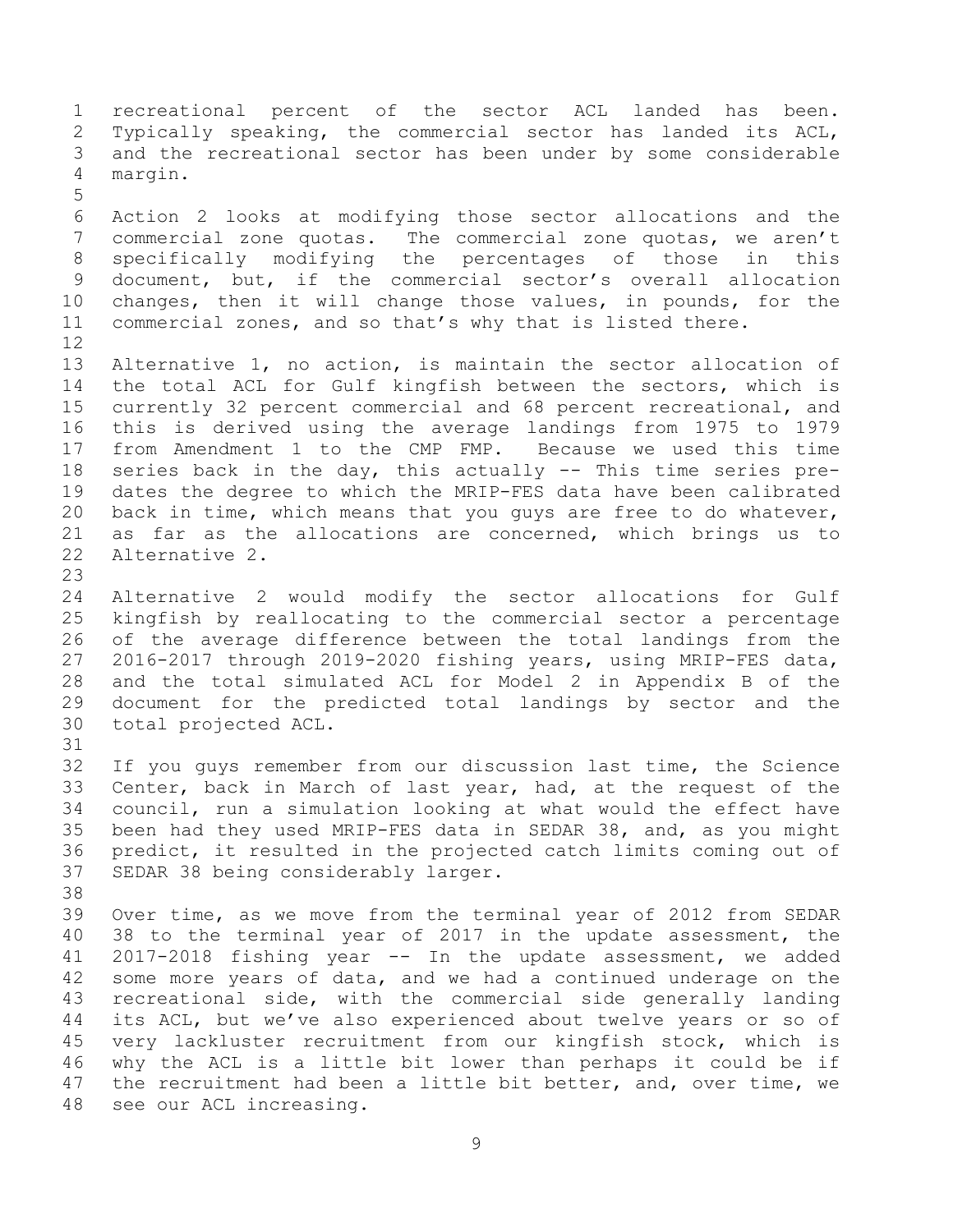recreational percent of the sector ACL landed has been. Typically speaking, the commercial sector has landed its ACL, and the recreational sector has been under by some considerable margin.

Action 2 looks at modifying those sector allocations and the commercial zone quotas. The commercial zone quotas, we aren't specifically modifying the percentages of those in this document, but, if the commercial sector's overall allocation changes, then it will change those values, in pounds, for the commercial zones, and so that's why that is listed there.

Alternative 1, no action, is maintain the sector allocation of the total ACL for Gulf kingfish between the sectors, which is currently 32 percent commercial and 68 percent recreational, and this is derived using the average landings from 1975 to 1979 from Amendment 1 to the CMP FMP. Because we used this time series back in the day, this actually -- This time series pre-dates the degree to which the MRIP-FES data have been calibrated back in time, which means that you guys are free to do whatever, as far as the allocations are concerned, which brings us to Alternative 2.

Alternative 2 would modify the sector allocations for Gulf kingfish by reallocating to the commercial sector a percentage of the average difference between the total landings from the 2016-2017 through 2019-2020 fishing years, using MRIP-FES data, and the total simulated ACL for Model 2 in Appendix B of the document for the predicted total landings by sector and the total projected ACL.

If you guys remember from our discussion last time, the Science Center, back in March of last year, had, at the request of the council, run a simulation looking at what would the effect have been had they used MRIP-FES data in SEDAR 38, and, as you might predict, it resulted in the projected catch limits coming out of SEDAR 38 being considerably larger.

Over time, as we move from the terminal year of 2012 from SEDAR 38 to the terminal year of 2017 in the update assessment, the 2017-2018 fishing year -- In the update assessment, we added some more years of data, and we had a continued underage on the recreational side, with the commercial side generally landing its ACL, but we've also experienced about twelve years or so of very lackluster recruitment from our kingfish stock, which is why the ACL is a little bit lower than perhaps it could be if the recruitment had been a little bit better, and, over time, we see our ACL increasing.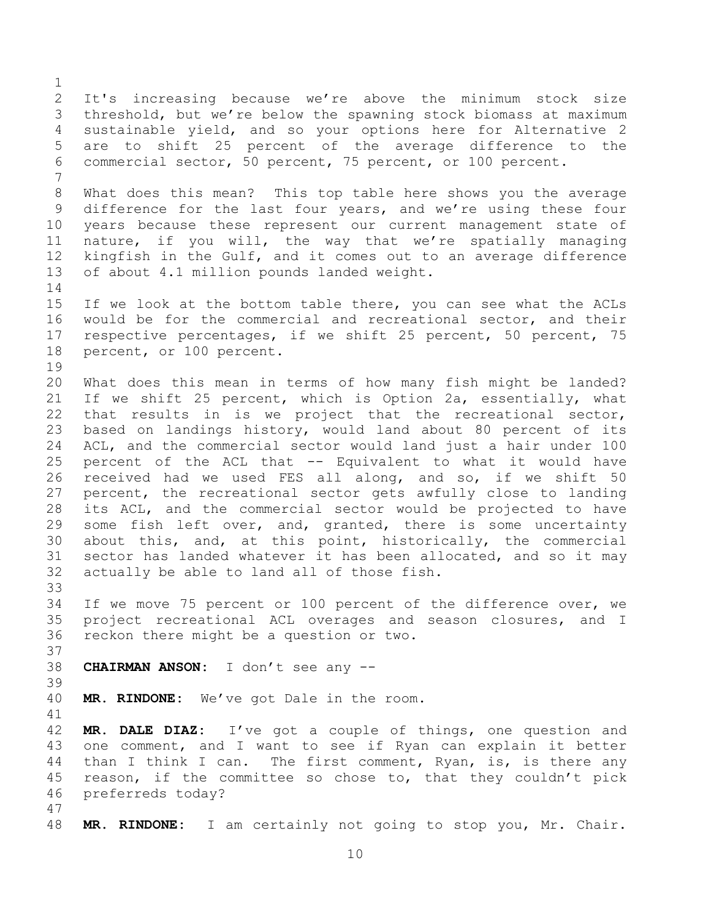It's increasing because we're above the minimum stock size threshold, but we're below the spawning stock biomass at maximum sustainable yield, and so your options here for Alternative 2 are to shift 25 percent of the average difference to the commercial sector, 50 percent, 75 percent, or 100 percent.

What does this mean? This top table here shows you the average difference for the last four years, and we're using these four years because these represent our current management state of nature, if you will, the way that we're spatially managing kingfish in the Gulf, and it comes out to an average difference of about 4.1 million pounds landed weight.

If we look at the bottom table there, you can see what the ACLs would be for the commercial and recreational sector, and their respective percentages, if we shift 25 percent, 50 percent, 75 percent, or 100 percent.

What does this mean in terms of how many fish might be landed? If we shift 25 percent, which is Option 2a, essentially, what that results in is we project that the recreational sector, based on landings history, would land about 80 percent of its ACL, and the commercial sector would land just a hair under 100 percent of the ACL that -- Equivalent to what it would have received had we used FES all along, and so, if we shift 50 percent, the recreational sector gets awfully close to landing its ACL, and the commercial sector would be projected to have some fish left over, and, granted, there is some uncertainty about this, and, at this point, historically, the commercial sector has landed whatever it has been allocated, and so it may actually be able to land all of those fish.

If we move 75 percent or 100 percent of the difference over, we project recreational ACL overages and season closures, and I reckon there might be a question or two.

**CHAIRMAN ANSON:** I don't see any --

**MR. RINDONE:** We've got Dale in the room.

**MR. DALE DIAZ:** I've got a couple of things, one question and one comment, and I want to see if Ryan can explain it better than I think I can. The first comment, Ryan, is, is there any reason, if the committee so chose to, that they couldn't pick preferreds today?

**MR. RINDONE:** I am certainly not going to stop you, Mr. Chair.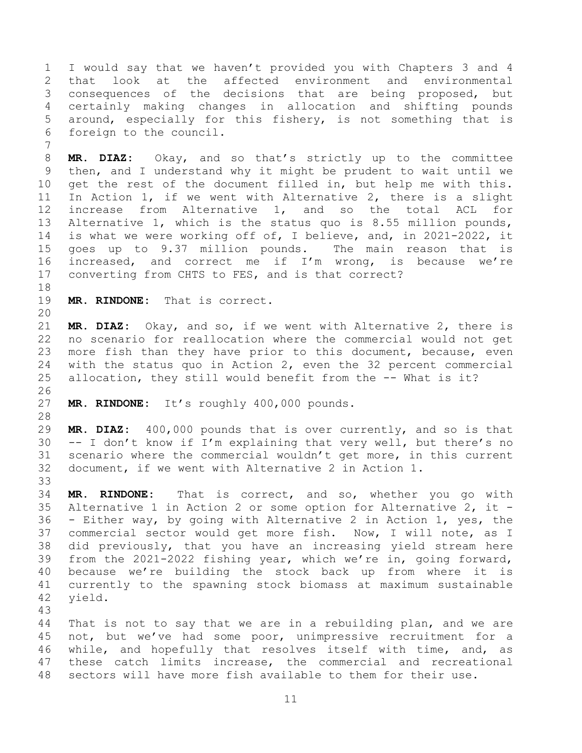I would say that we haven't provided you with Chapters 3 and 4 that look at the affected environment and environmental consequences of the decisions that are being proposed, but certainly making changes in allocation and shifting pounds around, especially for this fishery, is not something that is foreign to the council.

**MR. DIAZ:** Okay, and so that's strictly up to the committee then, and I understand why it might be prudent to wait until we get the rest of the document filled in, but help me with this. In Action 1, if we went with Alternative 2, there is a slight increase from Alternative 1, and so the total ACL for Alternative 1, which is the status quo is 8.55 million pounds, is what we were working off of, I believe, and, in 2021-2022, it goes up to 9.37 million pounds. The main reason that is increased, and correct me if I'm wrong, is because we're converting from CHTS to FES, and is that correct?

**MR. RINDONE:** That is correct.

**MR. DIAZ:** Okay, and so, if we went with Alternative 2, there is no scenario for reallocation where the commercial would not get more fish than they have prior to this document, because, even with the status quo in Action 2, even the 32 percent commercial allocation, they still would benefit from the -- What is it?

**MR. RINDONE:** It's roughly 400,000 pounds.

**MR. DIAZ:** 400,000 pounds that is over currently, and so is that -- I don't know if I'm explaining that very well, but there's no scenario where the commercial wouldn't get more, in this current document, if we went with Alternative 2 in Action 1.

**MR. RINDONE:** That is correct, and so, whether you go with Alternative 1 in Action 2 or some option for Alternative 2, it -- Either way, by going with Alternative 2 in Action 1, yes, the commercial sector would get more fish. Now, I will note, as I did previously, that you have an increasing yield stream here from the 2021-2022 fishing year, which we're in, going forward, because we're building the stock back up from where it is currently to the spawning stock biomass at maximum sustainable yield.

That is not to say that we are in a rebuilding plan, and we are not, but we've had some poor, unimpressive recruitment for a while, and hopefully that resolves itself with time, and, as these catch limits increase, the commercial and recreational sectors will have more fish available to them for their use.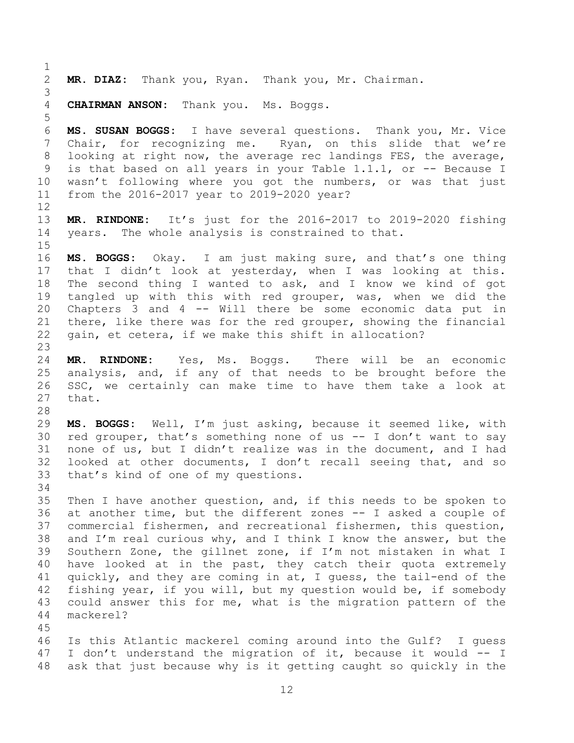**MR. DIAZ:** Thank you, Ryan. Thank you, Mr. Chairman.

**CHAIRMAN ANSON:** Thank you. Ms. Boggs.

**MS. SUSAN BOGGS:** I have several questions. Thank you, Mr. Vice Chair, for recognizing me. Ryan, on this slide that we're looking at right now, the average rec landings FES, the average, is that based on all years in your Table 1.1.1, or -- Because I wasn't following where you got the numbers, or was that just from the 2016-2017 year to 2019-2020 year?

**MR. RINDONE:** It's just for the 2016-2017 to 2019-2020 fishing years. The whole analysis is constrained to that.

**MS. BOGGS:** Okay. I am just making sure, and that's one thing that I didn't look at yesterday, when I was looking at this. The second thing I wanted to ask, and I know we kind of got tangled up with this with red grouper, was, when we did the Chapters 3 and 4 -- Will there be some economic data put in there, like there was for the red grouper, showing the financial gain, et cetera, if we make this shift in allocation?

**MR. RINDONE:** Yes, Ms. Boggs. There will be an economic analysis, and, if any of that needs to be brought before the SSC, we certainly can make time to have them take a look at that.

**MS. BOGGS:** Well, I'm just asking, because it seemed like, with red grouper, that's something none of us -- I don't want to say none of us, but I didn't realize was in the document, and I had looked at other documents, I don't recall seeing that, and so that's kind of one of my questions.

Then I have another question, and, if this needs to be spoken to at another time, but the different zones -- I asked a couple of commercial fishermen, and recreational fishermen, this question, and I'm real curious why, and I think I know the answer, but the Southern Zone, the gillnet zone, if I'm not mistaken in what I have looked at in the past, they catch their quota extremely quickly, and they are coming in at, I guess, the tail-end of the fishing year, if you will, but my question would be, if somebody could answer this for me, what is the migration pattern of the mackerel?

Is this Atlantic mackerel coming around into the Gulf? I guess I don't understand the migration of it, because it would -- I ask that just because why is it getting caught so quickly in the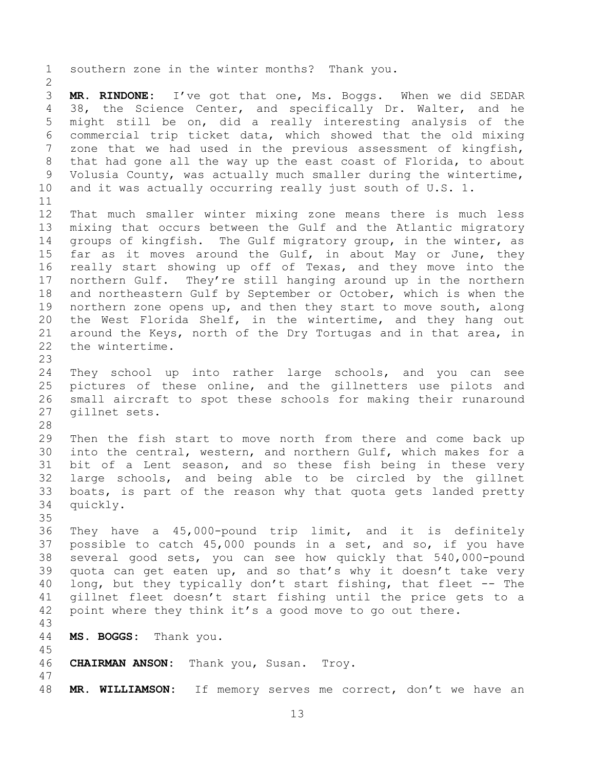southern zone in the winter months? Thank you.

**MR. RINDONE:** I've got that one, Ms. Boggs. When we did SEDAR 38, the Science Center, and specifically Dr. Walter, and he might still be on, did a really interesting analysis of the commercial trip ticket data, which showed that the old mixing zone that we had used in the previous assessment of kingfish, that had gone all the way up the east coast of Florida, to about Volusia County, was actually much smaller during the wintertime, and it was actually occurring really just south of U.S. 1.

That much smaller winter mixing zone means there is much less mixing that occurs between the Gulf and the Atlantic migratory groups of kingfish. The Gulf migratory group, in the winter, as far as it moves around the Gulf, in about May or June, they really start showing up off of Texas, and they move into the northern Gulf. They're still hanging around up in the northern and northeastern Gulf by September or October, which is when the northern zone opens up, and then they start to move south, along the West Florida Shelf, in the wintertime, and they hang out around the Keys, north of the Dry Tortugas and in that area, in the wintertime.

They school up into rather large schools, and you can see pictures of these online, and the gillnetters use pilots and small aircraft to spot these schools for making their runaround gillnet sets.

Then the fish start to move north from there and come back up into the central, western, and northern Gulf, which makes for a bit of a Lent season, and so these fish being in these very large schools, and being able to be circled by the gillnet boats, is part of the reason why that quota gets landed pretty quickly.

They have a 45,000-pound trip limit, and it is definitely possible to catch 45,000 pounds in a set, and so, if you have several good sets, you can see how quickly that 540,000-pound quota can get eaten up, and so that's why it doesn't take very long, but they typically don't start fishing, that fleet -- The gillnet fleet doesn't start fishing until the price gets to a point where they think it's a good move to go out there.

**MS. BOGGS:** Thank you.

**CHAIRMAN ANSON:** Thank you, Susan. Troy.

**MR. WILLIAMSON:** If memory serves me correct, don't we have an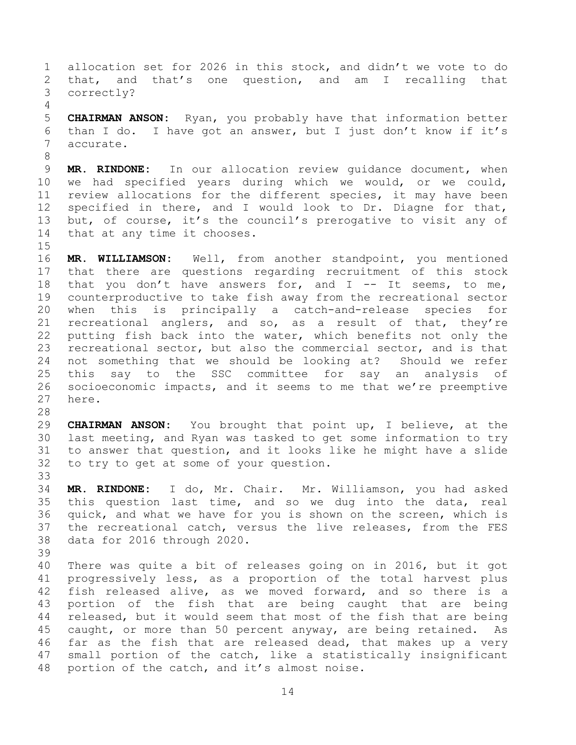allocation set for 2026 in this stock, and didn't we vote to do that, and that's one question, and am I recalling that correctly?

**CHAIRMAN ANSON:** Ryan, you probably have that information better than I do. I have got an answer, but I just don't know if it's accurate.

**MR. RINDONE:** In our allocation review guidance document, when we had specified years during which we would, or we could, review allocations for the different species, it may have been specified in there, and I would look to Dr. Diagne for that, but, of course, it's the council's prerogative to visit any of that at any time it chooses.

**MR. WILLIAMSON:** Well, from another standpoint, you mentioned that there are questions regarding recruitment of this stock that you don't have answers for, and I -- It seems, to me, counterproductive to take fish away from the recreational sector when this is principally a catch-and-release species for recreational anglers, and so, as a result of that, they're putting fish back into the water, which benefits not only the recreational sector, but also the commercial sector, and is that not something that we should be looking at? Should we refer this say to the SSC committee for say an analysis of socioeconomic impacts, and it seems to me that we're preemptive here.

**CHAIRMAN ANSON:** You brought that point up, I believe, at the last meeting, and Ryan was tasked to get some information to try to answer that question, and it looks like he might have a slide to try to get at some of your question.

**MR. RINDONE:** I do, Mr. Chair. Mr. Williamson, you had asked this question last time, and so we dug into the data, real quick, and what we have for you is shown on the screen, which is the recreational catch, versus the live releases, from the FES data for 2016 through 2020.

There was quite a bit of releases going on in 2016, but it got progressively less, as a proportion of the total harvest plus fish released alive, as we moved forward, and so there is a portion of the fish that are being caught that are being released, but it would seem that most of the fish that are being caught, or more than 50 percent anyway, are being retained. As far as the fish that are released dead, that makes up a very small portion of the catch, like a statistically insignificant portion of the catch, and it's almost noise.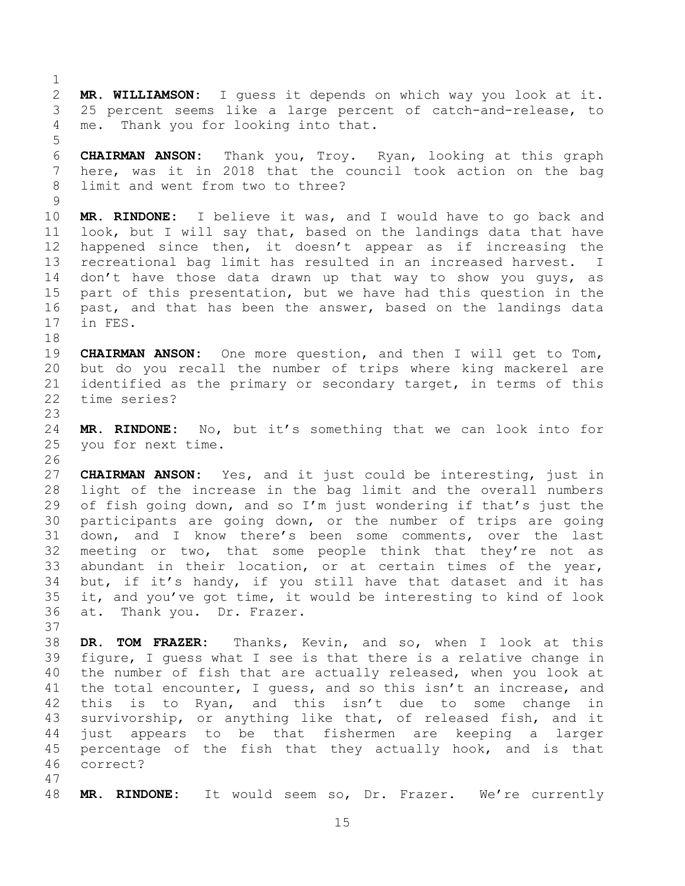**MR. WILLIAMSON:** I guess it depends on which way you look at it. 25 percent seems like a large percent of catch-and-release, to me. Thank you for looking into that.

**CHAIRMAN ANSON:** Thank you, Troy. Ryan, looking at this graph here, was it in 2018 that the council took action on the bag limit and went from two to three?

**MR. RINDONE:** I believe it was, and I would have to go back and look, but I will say that, based on the landings data that have happened since then, it doesn't appear as if increasing the recreational bag limit has resulted in an increased harvest. I don't have those data drawn up that way to show you guys, as part of this presentation, but we have had this question in the past, and that has been the answer, based on the landings data in FES.

**CHAIRMAN ANSON:** One more question, and then I will get to Tom, but do you recall the number of trips where king mackerel are identified as the primary or secondary target, in terms of this time series?

**MR. RINDONE:** No, but it's something that we can look into for you for next time.

**CHAIRMAN ANSON:** Yes, and it just could be interesting, just in light of the increase in the bag limit and the overall numbers of fish going down, and so I'm just wondering if that's just the participants are going down, or the number of trips are going down, and I know there's been some comments, over the last meeting or two, that some people think that they're not as abundant in their location, or at certain times of the year, but, if it's handy, if you still have that dataset and it has it, and you've got time, it would be interesting to kind of look at. Thank you. Dr. Frazer.

**DR. TOM FRAZER:** Thanks, Kevin, and so, when I look at this figure, I guess what I see is that there is a relative change in the number of fish that are actually released, when you look at the total encounter, I guess, and so this isn't an increase, and this is to Ryan, and this isn't due to some change in survivorship, or anything like that, of released fish, and it just appears to be that fishermen are keeping a larger percentage of the fish that they actually hook, and is that correct?

**MR. RINDONE:** It would seem so, Dr. Frazer. We're currently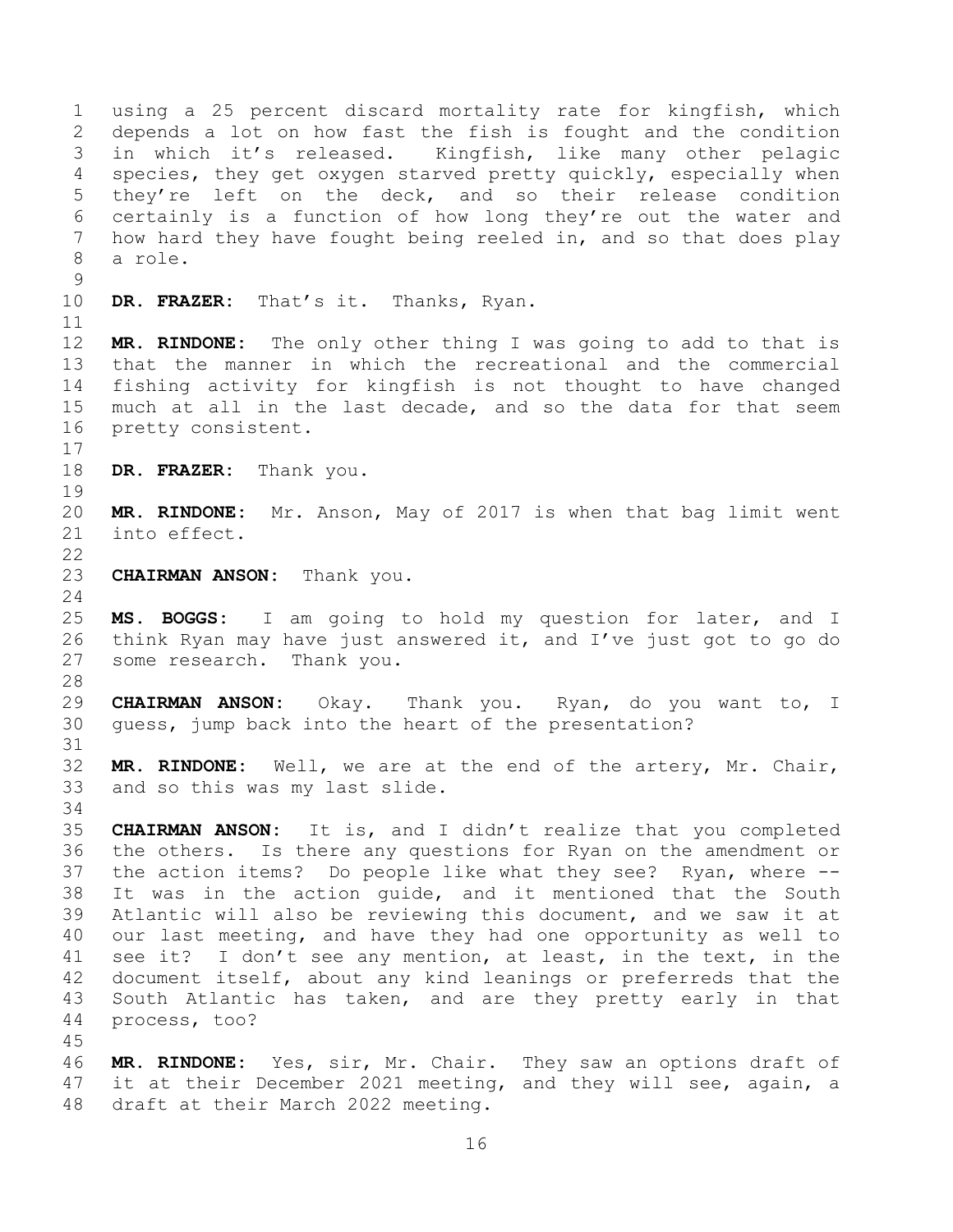using a 25 percent discard mortality rate for kingfish, which depends a lot on how fast the fish is fought and the condition in which it's released. Kingfish, like many other pelagic species, they get oxygen starved pretty quickly, especially when they're left on the deck, and so their release condition certainly is a function of how long they're out the water and how hard they have fought being reeled in, and so that does play a role.

**DR. FRAZER:** That's it. Thanks, Ryan.

**MR. RINDONE:** The only other thing I was going to add to that is that the manner in which the recreational and the commercial fishing activity for kingfish is not thought to have changed much at all in the last decade, and so the data for that seem pretty consistent.

**DR. FRAZER:** Thank you.

**MR. RINDONE:** Mr. Anson, May of 2017 is when that bag limit went into effect.

**CHAIRMAN ANSON:** Thank you.

**MS. BOGGS:** I am going to hold my question for later, and I think Ryan may have just answered it, and I've just got to go do some research. Thank you.

**CHAIRMAN ANSON:** Okay. Thank you. Ryan, do you want to, I guess, jump back into the heart of the presentation?

**MR. RINDONE:** Well, we are at the end of the artery, Mr. Chair, and so this was my last slide.

**CHAIRMAN ANSON:** It is, and I didn't realize that you completed the others. Is there any questions for Ryan on the amendment or the action items? Do people like what they see? Ryan, where -- It was in the action guide, and it mentioned that the South Atlantic will also be reviewing this document, and we saw it at our last meeting, and have they had one opportunity as well to see it? I don't see any mention, at least, in the text, in the document itself, about any kind leanings or preferreds that the South Atlantic has taken, and are they pretty early in that process, too?

**MR. RINDONE:** Yes, sir, Mr. Chair. They saw an options draft of it at their December 2021 meeting, and they will see, again, a draft at their March 2022 meeting.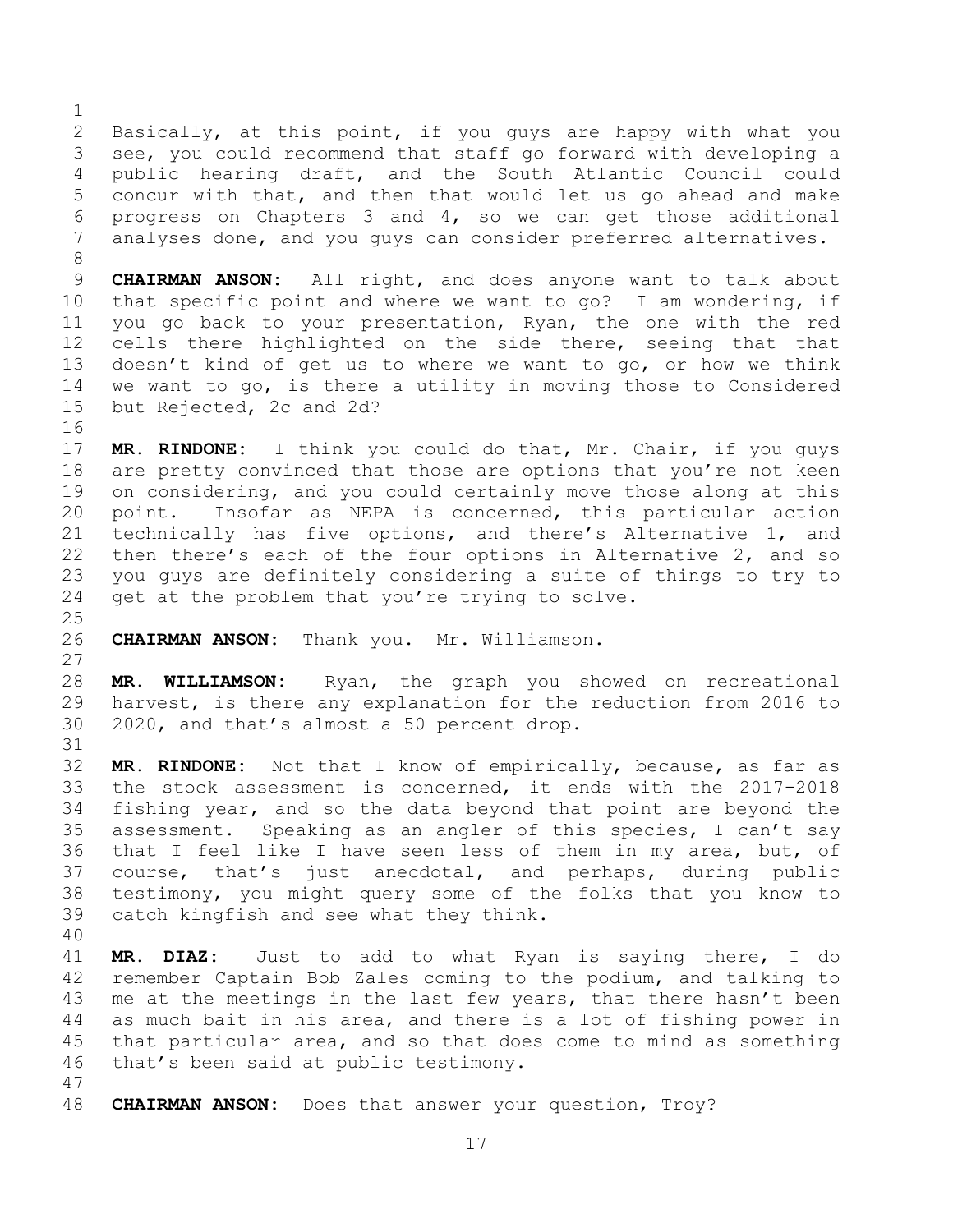Basically, at this point, if you guys are happy with what you see, you could recommend that staff go forward with developing a public hearing draft, and the South Atlantic Council could concur with that, and then that would let us go ahead and make progress on Chapters 3 and 4, so we can get those additional analyses done, and you guys can consider preferred alternatives.

**CHAIRMAN ANSON:** All right, and does anyone want to talk about that specific point and where we want to go? I am wondering, if you go back to your presentation, Ryan, the one with the red cells there highlighted on the side there, seeing that that doesn't kind of get us to where we want to go, or how we think we want to go, is there a utility in moving those to Considered but Rejected, 2c and 2d?

**MR. RINDONE:** I think you could do that, Mr. Chair, if you guys are pretty convinced that those are options that you're not keen on considering, and you could certainly move those along at this point. Insofar as NEPA is concerned, this particular action technically has five options, and there's Alternative 1, and then there's each of the four options in Alternative 2, and so you guys are definitely considering a suite of things to try to get at the problem that you're trying to solve.

**CHAIRMAN ANSON:** Thank you. Mr. Williamson.

**MR. WILLIAMSON:** Ryan, the graph you showed on recreational harvest, is there any explanation for the reduction from 2016 to 2020, and that's almost a 50 percent drop.

**MR. RINDONE:** Not that I know of empirically, because, as far as the stock assessment is concerned, it ends with the 2017-2018 fishing year, and so the data beyond that point are beyond the assessment. Speaking as an angler of this species, I can't say that I feel like I have seen less of them in my area, but, of course, that's just anecdotal, and perhaps, during public testimony, you might query some of the folks that you know to catch kingfish and see what they think.

**MR. DIAZ:** Just to add to what Ryan is saying there, I do remember Captain Bob Zales coming to the podium, and talking to me at the meetings in the last few years, that there hasn't been as much bait in his area, and there is a lot of fishing power in that particular area, and so that does come to mind as something that's been said at public testimony.

**CHAIRMAN ANSON:** Does that answer your question, Troy?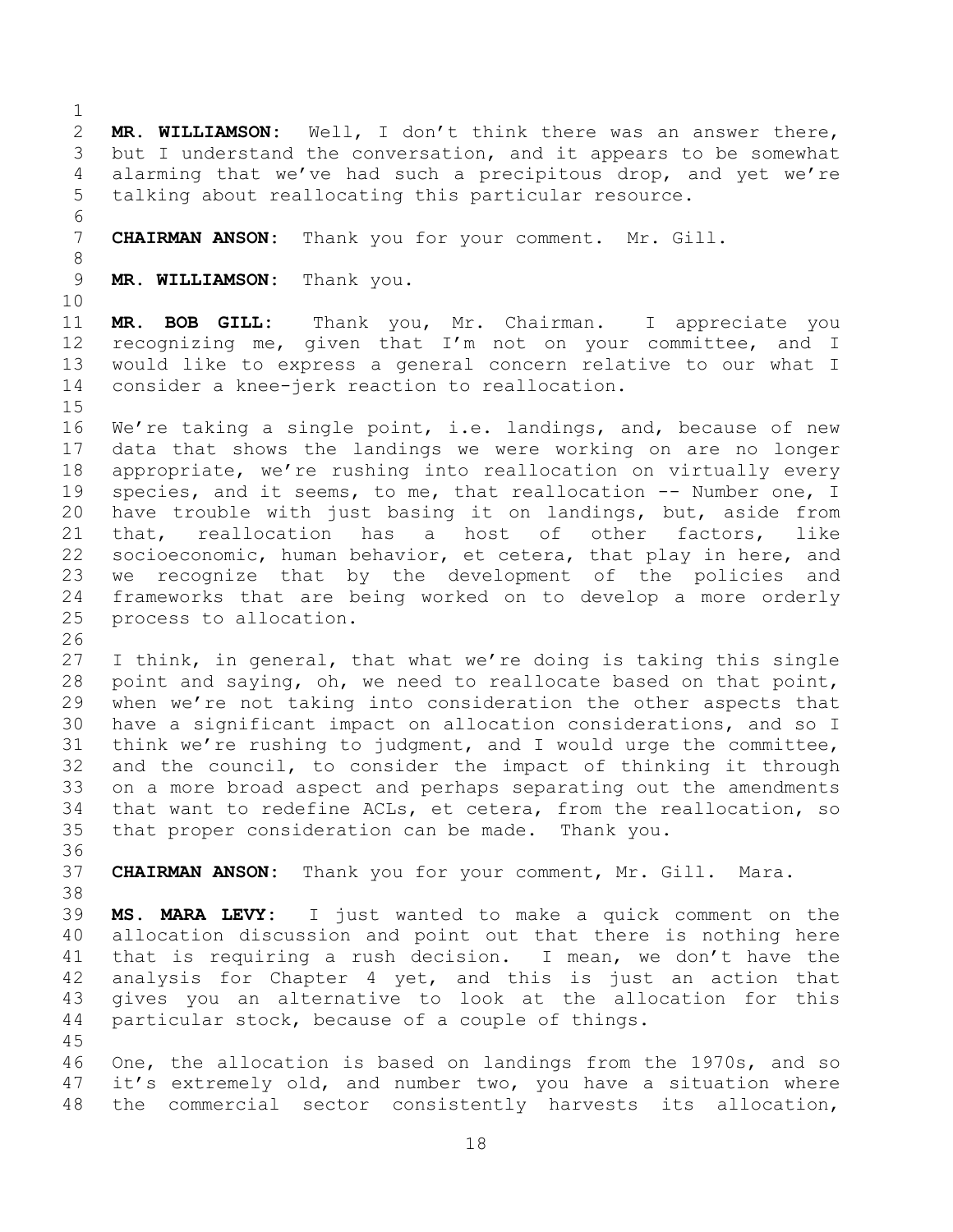**MR. WILLIAMSON:** Well, I don't think there was an answer there, but I understand the conversation, and it appears to be somewhat alarming that we've had such a precipitous drop, and yet we're talking about reallocating this particular resource.

**CHAIRMAN ANSON:** Thank you for your comment. Mr. Gill.

**MR. WILLIAMSON:** Thank you.

**MR. BOB GILL:** Thank you, Mr. Chairman. I appreciate you recognizing me, given that I'm not on your committee, and I would like to express a general concern relative to our what I consider a knee-jerk reaction to reallocation.

We're taking a single point, i.e. landings, and, because of new data that shows the landings we were working on are no longer appropriate, we're rushing into reallocation on virtually every species, and it seems, to me, that reallocation -- Number one, I have trouble with just basing it on landings, but, aside from that, reallocation has a host of other factors, like socioeconomic, human behavior, et cetera, that play in here, and we recognize that by the development of the policies and frameworks that are being worked on to develop a more orderly process to allocation.

I think, in general, that what we're doing is taking this single point and saying, oh, we need to reallocate based on that point, when we're not taking into consideration the other aspects that have a significant impact on allocation considerations, and so I think we're rushing to judgment, and I would urge the committee, and the council, to consider the impact of thinking it through on a more broad aspect and perhaps separating out the amendments that want to redefine ACLs, et cetera, from the reallocation, so that proper consideration can be made. Thank you.

**CHAIRMAN ANSON:** Thank you for your comment, Mr. Gill. Mara.

**MS. MARA LEVY:** I just wanted to make a quick comment on the allocation discussion and point out that there is nothing here that is requiring a rush decision. I mean, we don't have the analysis for Chapter 4 yet, and this is just an action that gives you an alternative to look at the allocation for this particular stock, because of a couple of things.

One, the allocation is based on landings from the 1970s, and so it's extremely old, and number two, you have a situation where the commercial sector consistently harvests its allocation,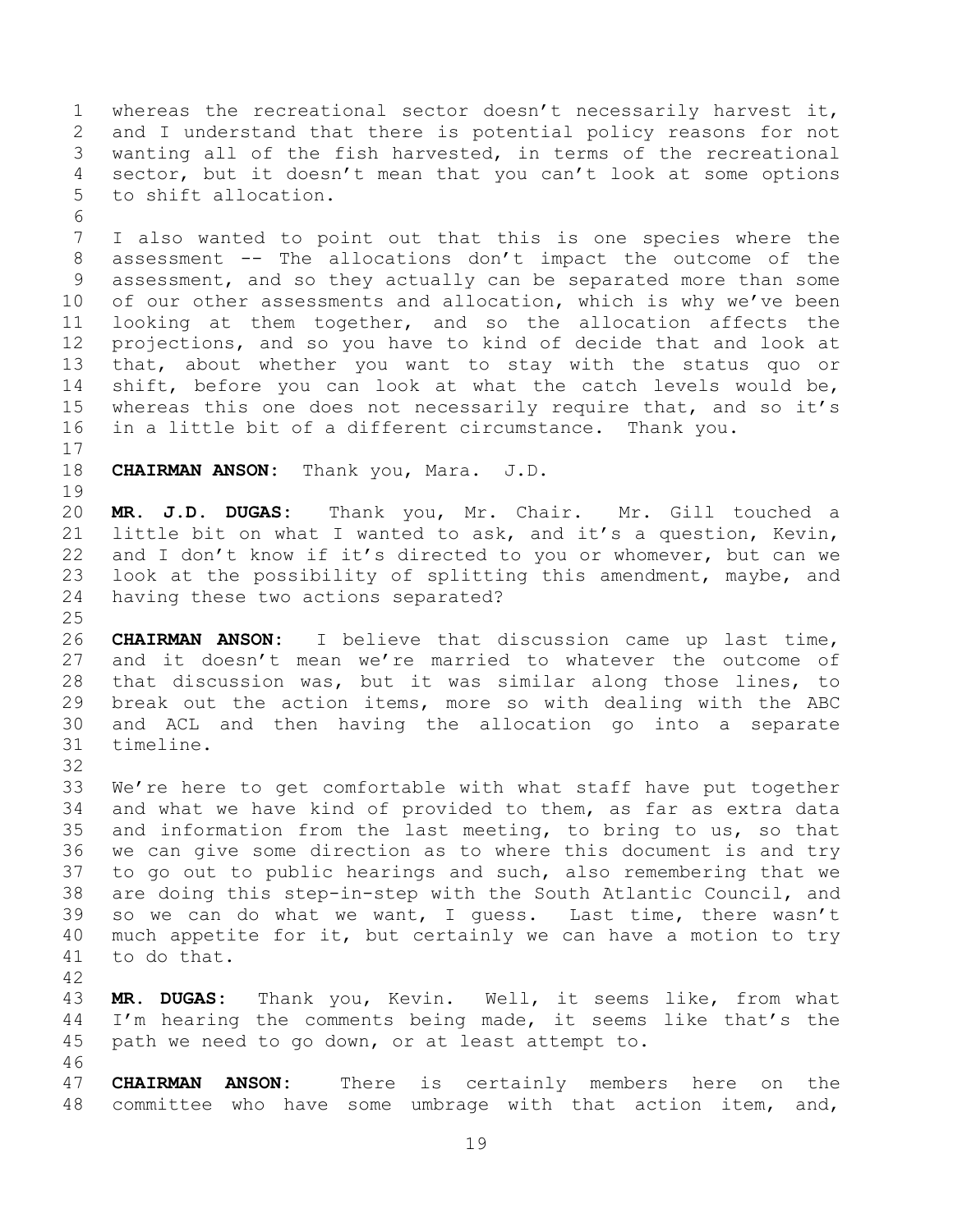whereas the recreational sector doesn't necessarily harvest it, and I understand that there is potential policy reasons for not wanting all of the fish harvested, in terms of the recreational sector, but it doesn't mean that you can't look at some options to shift allocation.

I also wanted to point out that this is one species where the assessment -- The allocations don't impact the outcome of the assessment, and so they actually can be separated more than some of our other assessments and allocation, which is why we've been looking at them together, and so the allocation affects the projections, and so you have to kind of decide that and look at that, about whether you want to stay with the status quo or shift, before you can look at what the catch levels would be, whereas this one does not necessarily require that, and so it's in a little bit of a different circumstance. Thank you.

**CHAIRMAN ANSON:** Thank you, Mara. J.D.

**MR. J.D. DUGAS:** Thank you, Mr. Chair. Mr. Gill touched a little bit on what I wanted to ask, and it's a question, Kevin, and I don't know if it's directed to you or whomever, but can we look at the possibility of splitting this amendment, maybe, and having these two actions separated?

**CHAIRMAN ANSON:** I believe that discussion came up last time, and it doesn't mean we're married to whatever the outcome of that discussion was, but it was similar along those lines, to break out the action items, more so with dealing with the ABC and ACL and then having the allocation go into a separate timeline.

We're here to get comfortable with what staff have put together and what we have kind of provided to them, as far as extra data and information from the last meeting, to bring to us, so that we can give some direction as to where this document is and try to go out to public hearings and such, also remembering that we are doing this step-in-step with the South Atlantic Council, and so we can do what we want, I guess. Last time, there wasn't much appetite for it, but certainly we can have a motion to try to do that.

**MR. DUGAS:** Thank you, Kevin. Well, it seems like, from what I'm hearing the comments being made, it seems like that's the path we need to go down, or at least attempt to.

**CHAIRMAN ANSON:** There is certainly members here on the committee who have some umbrage with that action item, and,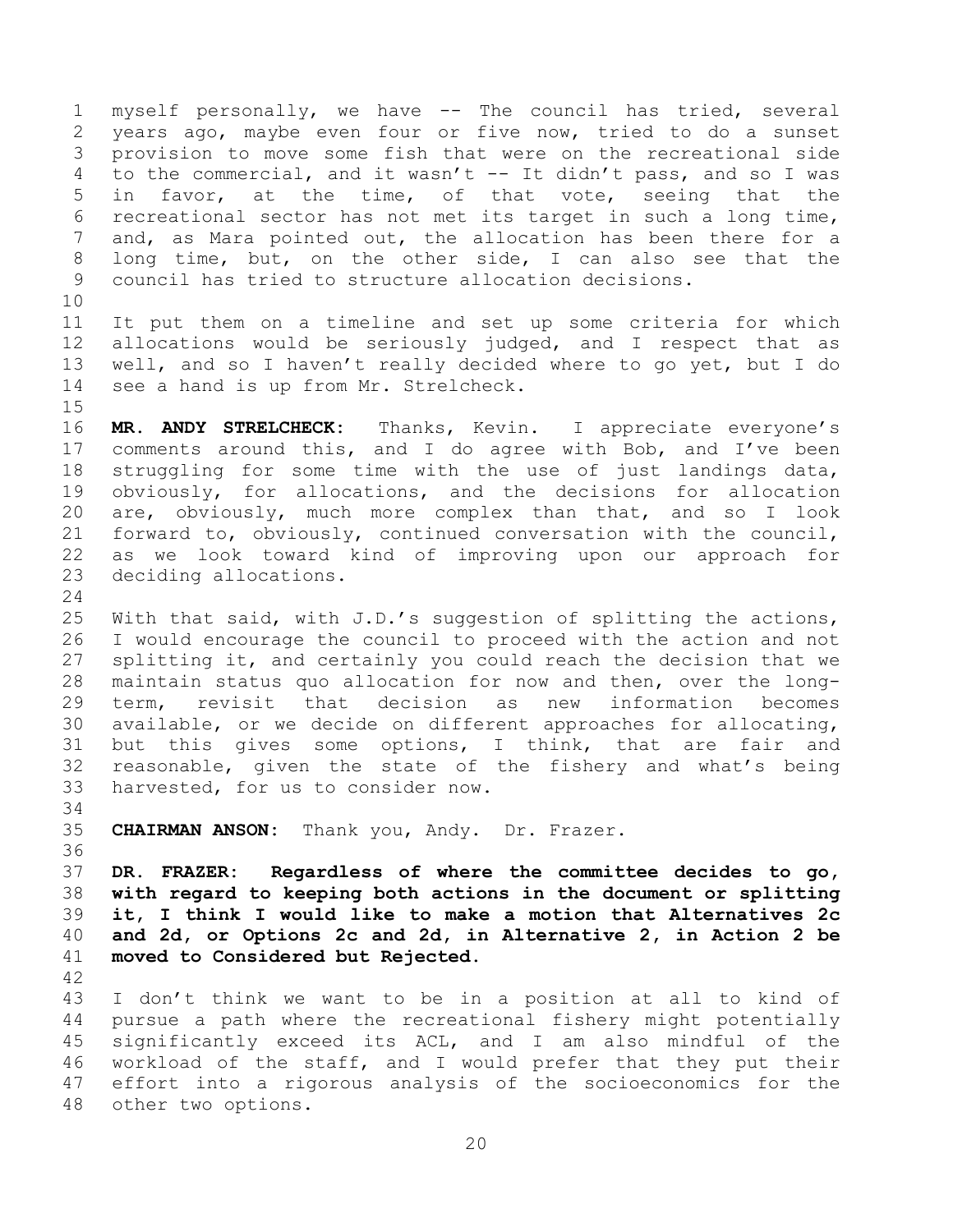myself personally, we have -- The council has tried, several years ago, maybe even four or five now, tried to do a sunset provision to move some fish that were on the recreational side to the commercial, and it wasn't -- It didn't pass, and so I was in favor, at the time, of that vote, seeing that the recreational sector has not met its target in such a long time, and, as Mara pointed out, the allocation has been there for a long time, but, on the other side, I can also see that the council has tried to structure allocation decisions.

It put them on a timeline and set up some criteria for which allocations would be seriously judged, and I respect that as well, and so I haven't really decided where to go yet, but I do see a hand is up from Mr. Strelcheck.

**MR. ANDY STRELCHECK:** Thanks, Kevin. I appreciate everyone's comments around this, and I do agree with Bob, and I've been struggling for some time with the use of just landings data, obviously, for allocations, and the decisions for allocation are, obviously, much more complex than that, and so I look forward to, obviously, continued conversation with the council, as we look toward kind of improving upon our approach for deciding allocations.

With that said, with J.D.'s suggestion of splitting the actions, I would encourage the council to proceed with the action and not splitting it, and certainly you could reach the decision that we maintain status quo allocation for now and then, over the long-term, revisit that decision as new information becomes available, or we decide on different approaches for allocating, but this gives some options, I think, that are fair and reasonable, given the state of the fishery and what's being harvested, for us to consider now.

**CHAIRMAN ANSON:** Thank you, Andy. Dr. Frazer.

**DR. FRAZER: Regardless of where the committee decides to go, with regard to keeping both actions in the document or splitting it, I think I would like to make a motion that Alternatives 2c and 2d, or Options 2c and 2d, in Alternative 2, in Action 2 be moved to Considered but Rejected.**

I don't think we want to be in a position at all to kind of pursue a path where the recreational fishery might potentially significantly exceed its ACL, and I am also mindful of the workload of the staff, and I would prefer that they put their effort into a rigorous analysis of the socioeconomics for the other two options.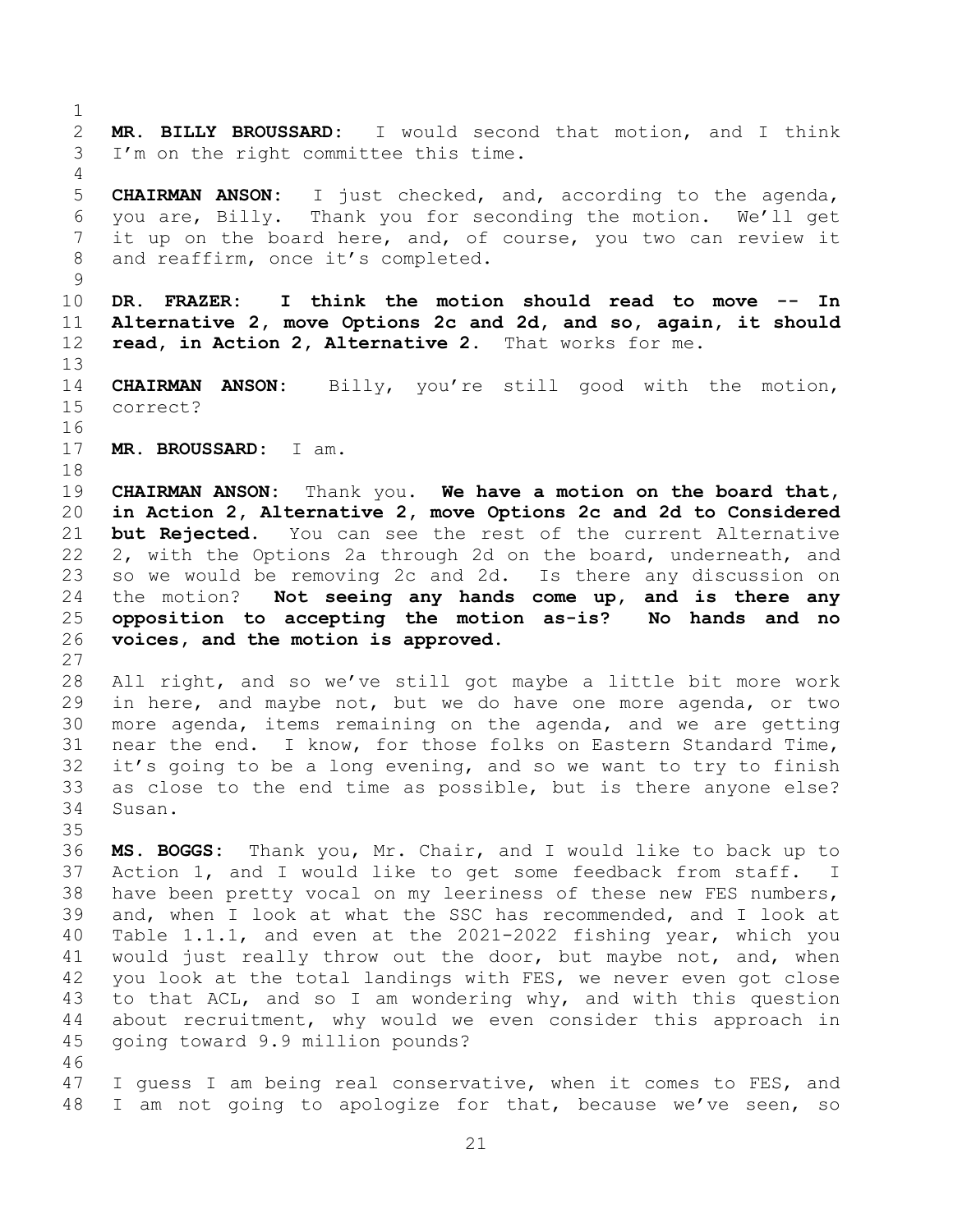**MR. BILLY BROUSSARD:** I would second that motion, and I think I'm on the right committee this time.

**CHAIRMAN ANSON:** I just checked, and, according to the agenda, you are, Billy. Thank you for seconding the motion. We'll get it up on the board here, and, of course, you two can review it and reaffirm, once it's completed.

**DR. FRAZER:** **I think the motion should read to move -- In Alternative 2, move Options 2c and 2d, and so, again, it should read, in Action 2, Alternative 2.** That works for me.

**CHAIRMAN ANSON:** Billy, you're still good with the motion, correct?

**MR. BROUSSARD:** I am.

**CHAIRMAN ANSON:** Thank you. **We have a motion on the board that, in Action 2, Alternative 2, move Options 2c and 2d to Considered but Rejected.** You can see the rest of the current Alternative 2, with the Options 2a through 2d on the board, underneath, and so we would be removing 2c and 2d. Is there any discussion on the motion? **Not seeing any hands come up, and is there any opposition to accepting the motion as-is? No hands and no voices, and the motion is approved.**

All right, and so we've still got maybe a little bit more work in here, and maybe not, but we do have one more agenda, or two more agenda, items remaining on the agenda, and we are getting near the end. I know, for those folks on Eastern Standard Time, it's going to be a long evening, and so we want to try to finish as close to the end time as possible, but is there anyone else? Susan.

**MS. BOGGS:** Thank you, Mr. Chair, and I would like to back up to Action 1, and I would like to get some feedback from staff. I have been pretty vocal on my leeriness of these new FES numbers, and, when I look at what the SSC has recommended, and I look at Table 1.1.1, and even at the 2021-2022 fishing year, which you would just really throw out the door, but maybe not, and, when you look at the total landings with FES, we never even got close to that ACL, and so I am wondering why, and with this question about recruitment, why would we even consider this approach in going toward 9.9 million pounds?

I guess I am being real conservative, when it comes to FES, and I am not going to apologize for that, because we've seen, so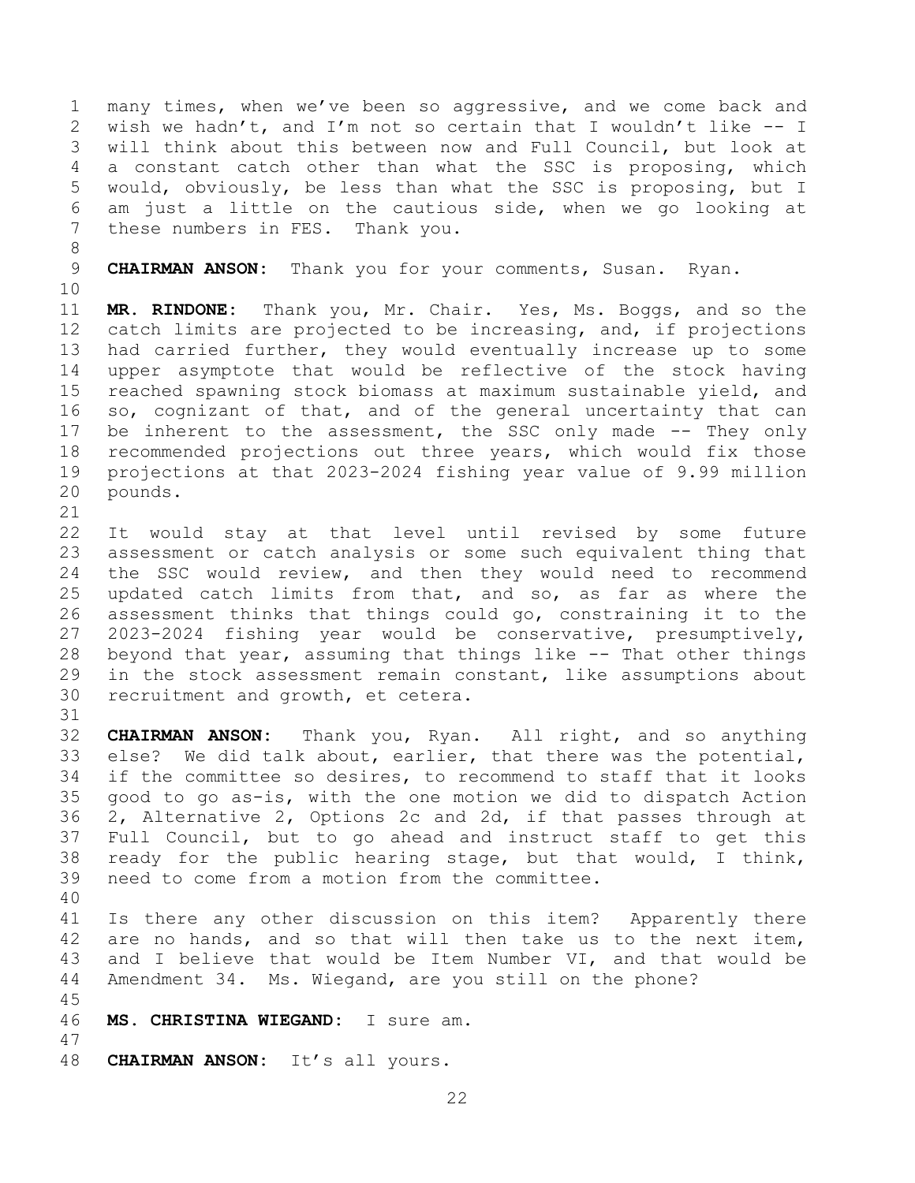many times, when we've been so aggressive, and we come back and wish we hadn't, and I'm not so certain that I wouldn't like -- I will think about this between now and Full Council, but look at a constant catch other than what the SSC is proposing, which would, obviously, be less than what the SSC is proposing, but I am just a little on the cautious side, when we go looking at these numbers in FES. Thank you.

**CHAIRMAN ANSON:** Thank you for your comments, Susan. Ryan.

**MR. RINDONE:** Thank you, Mr. Chair. Yes, Ms. Boggs, and so the catch limits are projected to be increasing, and, if projections had carried further, they would eventually increase up to some upper asymptote that would be reflective of the stock having reached spawning stock biomass at maximum sustainable yield, and so, cognizant of that, and of the general uncertainty that can be inherent to the assessment, the SSC only made -- They only recommended projections out three years, which would fix those projections at that 2023-2024 fishing year value of 9.99 million pounds.

It would stay at that level until revised by some future assessment or catch analysis or some such equivalent thing that the SSC would review, and then they would need to recommend updated catch limits from that, and so, as far as where the assessment thinks that things could go, constraining it to the 2023-2024 fishing year would be conservative, presumptively, beyond that year, assuming that things like -- That other things in the stock assessment remain constant, like assumptions about recruitment and growth, et cetera.

**CHAIRMAN ANSON:** Thank you, Ryan. All right, and so anything else? We did talk about, earlier, that there was the potential, if the committee so desires, to recommend to staff that it looks good to go as-is, with the one motion we did to dispatch Action 2, Alternative 2, Options 2c and 2d, if that passes through at Full Council, but to go ahead and instruct staff to get this ready for the public hearing stage, but that would, I think, need to come from a motion from the committee.

Is there any other discussion on this item? Apparently there are no hands, and so that will then take us to the next item, and I believe that would be Item Number VI, and that would be Amendment 34. Ms. Wiegand, are you still on the phone?

**MS. CHRISTINA WIEGAND:** I sure am.

**CHAIRMAN ANSON:** It's all yours.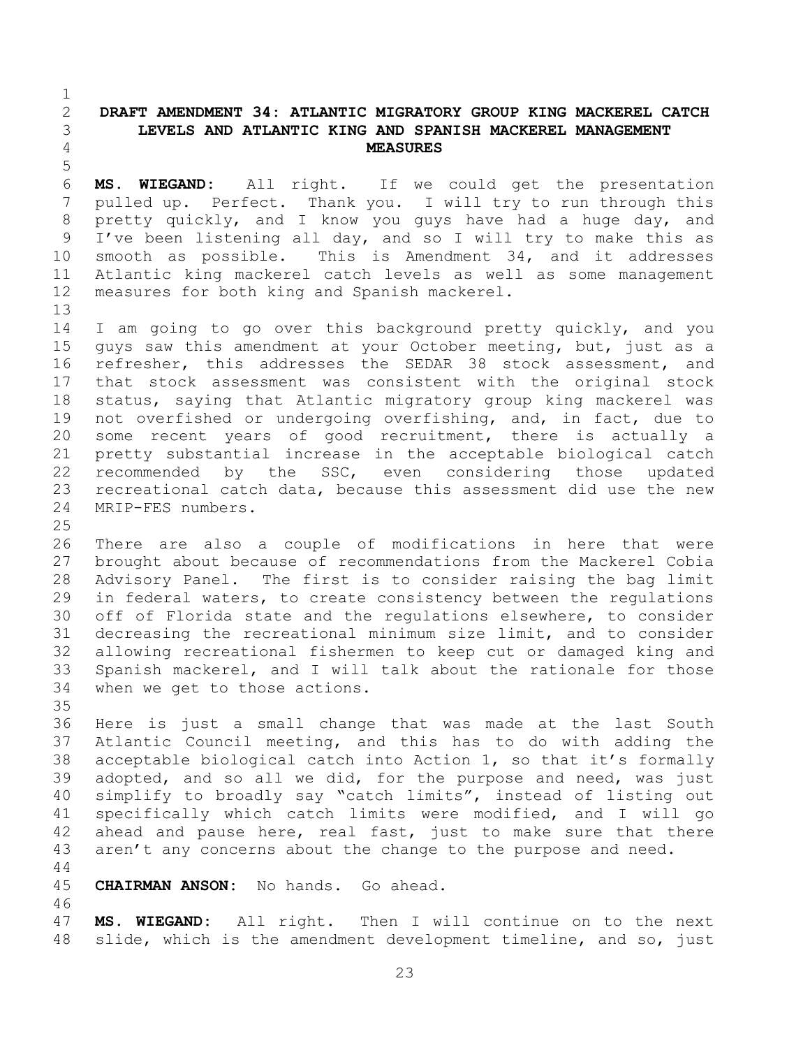## DRAFT AMENDMENT 34: ATLANTIC MIGRATORY GROUP KING MACKEREL CATCH LEVELS AND ATLANTIC KING AND SPANISH MACKEREL MANAGEMENT MEASURES

**MS. WIEGAND:** All right. If we could get the presentation pulled up. Perfect. Thank you. I will try to run through this pretty quickly, and I know you guys have had a huge day, and I've been listening all day, and so I will try to make this as smooth as possible. This is Amendment 34, and it addresses Atlantic king mackerel catch levels as well as some management measures for both king and Spanish mackerel.

I am going to go over this background pretty quickly, and you guys saw this amendment at your October meeting, but, just as a refresher, this addresses the SEDAR 38 stock assessment, and that stock assessment was consistent with the original stock status, saying that Atlantic migratory group king mackerel was not overfished or undergoing overfishing, and, in fact, due to some recent years of good recruitment, there is actually a pretty substantial increase in the acceptable biological catch recommended by the SSC, even considering those updated recreational catch data, because this assessment did use the new MRIP-FES numbers.

There are also a couple of modifications in here that were brought about because of recommendations from the Mackerel Cobia Advisory Panel. The first is to consider raising the bag limit in federal waters, to create consistency between the regulations off of Florida state and the regulations elsewhere, to consider decreasing the recreational minimum size limit, and to consider allowing recreational fishermen to keep cut or damaged king and Spanish mackerel, and I will talk about the rationale for those when we get to those actions.

Here is just a small change that was made at the last South Atlantic Council meeting, and this has to do with adding the acceptable biological catch into Action 1, so that it's formally adopted, and so all we did, for the purpose and need, was just simplify to broadly say "catch limits", instead of listing out specifically which catch limits were modified, and I will go ahead and pause here, real fast, just to make sure that there aren't any concerns about the change to the purpose and need.

**CHAIRMAN ANSON:** No hands. Go ahead.

**MS. WIEGAND:** All right. Then I will continue on to the next slide, which is the amendment development timeline, and so, just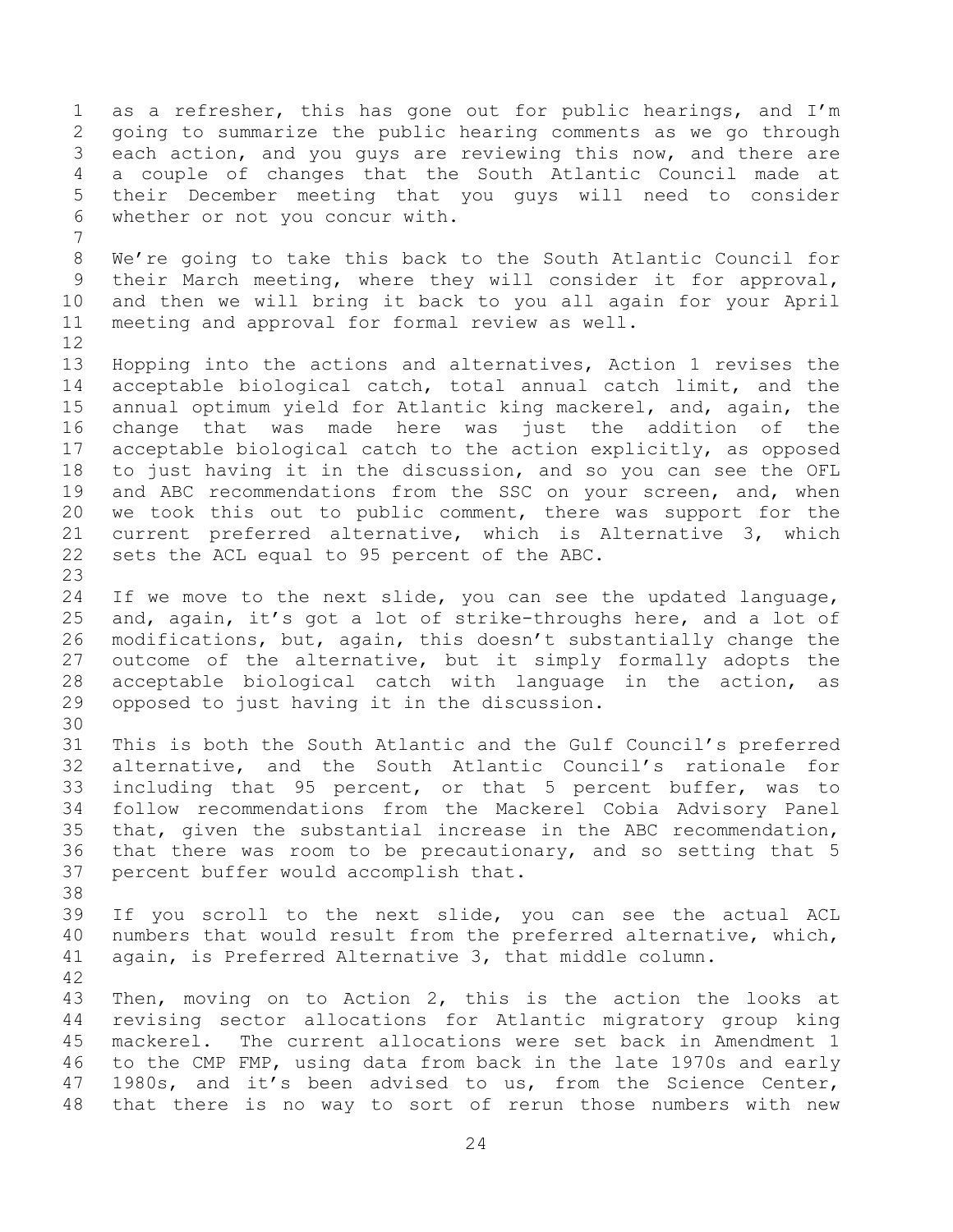as a refresher, this has gone out for public hearings, and I'm going to summarize the public hearing comments as we go through each action, and you guys are reviewing this now, and there are a couple of changes that the South Atlantic Council made at their December meeting that you guys will need to consider whether or not you concur with.

We're going to take this back to the South Atlantic Council for their March meeting, where they will consider it for approval, and then we will bring it back to you all again for your April meeting and approval for formal review as well.

Hopping into the actions and alternatives, Action 1 revises the acceptable biological catch, total annual catch limit, and the annual optimum yield for Atlantic king mackerel, and, again, the change that was made here was just the addition of the acceptable biological catch to the action explicitly, as opposed to just having it in the discussion, and so you can see the OFL and ABC recommendations from the SSC on your screen, and, when we took this out to public comment, there was support for the current preferred alternative, which is Alternative 3, which sets the ACL equal to 95 percent of the ABC.

If we move to the next slide, you can see the updated language, and, again, it's got a lot of strike-throughs here, and a lot of modifications, but, again, this doesn't substantially change the outcome of the alternative, but it simply formally adopts the acceptable biological catch with language in the action, as opposed to just having it in the discussion.

This is both the South Atlantic and the Gulf Council's preferred alternative, and the South Atlantic Council's rationale for including that 95 percent, or that 5 percent buffer, was to follow recommendations from the Mackerel Cobia Advisory Panel that, given the substantial increase in the ABC recommendation, that there was room to be precautionary, and so setting that 5 percent buffer would accomplish that.

If you scroll to the next slide, you can see the actual ACL numbers that would result from the preferred alternative, which, again, is Preferred Alternative 3, that middle column.

Then, moving on to Action 2, this is the action the looks at revising sector allocations for Atlantic migratory group king mackerel. The current allocations were set back in Amendment 1 to the CMP FMP, using data from back in the late 1970s and early 1980s, and it's been advised to us, from the Science Center, that there is no way to sort of rerun those numbers with new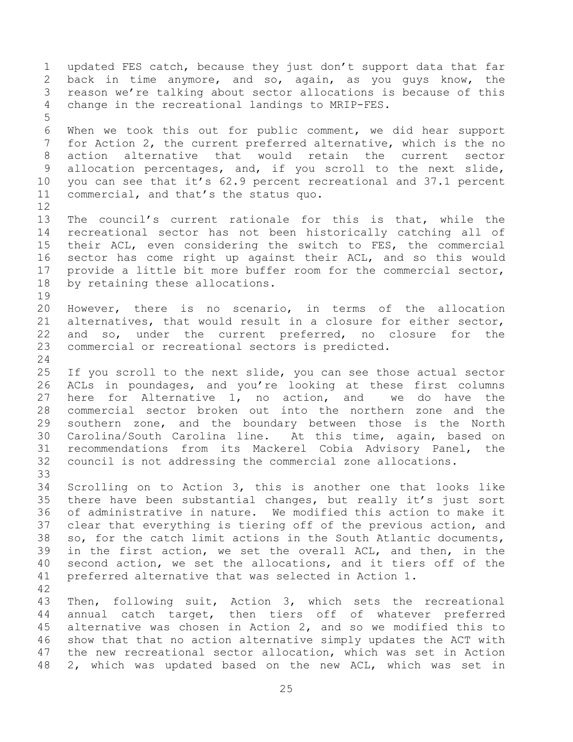updated FES catch, because they just don't support data that far back in time anymore, and so, again, as you guys know, the reason we're talking about sector allocations is because of this change in the recreational landings to MRIP-FES.

When we took this out for public comment, we did hear support for Action 2, the current preferred alternative, which is the no action alternative that would retain the current sector allocation percentages, and, if you scroll to the next slide, you can see that it's 62.9 percent recreational and 37.1 percent commercial, and that's the status quo.

The council's current rationale for this is that, while the recreational sector has not been historically catching all of their ACL, even considering the switch to FES, the commercial sector has come right up against their ACL, and so this would provide a little bit more buffer room for the commercial sector, by retaining these allocations.

However, there is no scenario, in terms of the allocation alternatives, that would result in a closure for either sector, and so, under the current preferred, no closure for the commercial or recreational sectors is predicted.

If you scroll to the next slide, you can see those actual sector ACLs in poundages, and you're looking at these first columns here for Alternative 1, no action, and we do have the commercial sector broken out into the northern zone and the southern zone, and the boundary between those is the North Carolina/South Carolina line. At this time, again, based on recommendations from its Mackerel Cobia Advisory Panel, the council is not addressing the commercial zone allocations.

Scrolling on to Action 3, this is another one that looks like there have been substantial changes, but really it's just sort of administrative in nature. We modified this action to make it clear that everything is tiering off of the previous action, and so, for the catch limit actions in the South Atlantic documents, in the first action, we set the overall ACL, and then, in the second action, we set the allocations, and it tiers off of the preferred alternative that was selected in Action 1.

Then, following suit, Action 3, which sets the recreational annual catch target, then tiers off of whatever preferred alternative was chosen in Action 2, and so we modified this to show that that no action alternative simply updates the ACT with the new recreational sector allocation, which was set in Action 2, which was updated based on the new ACL, which was set in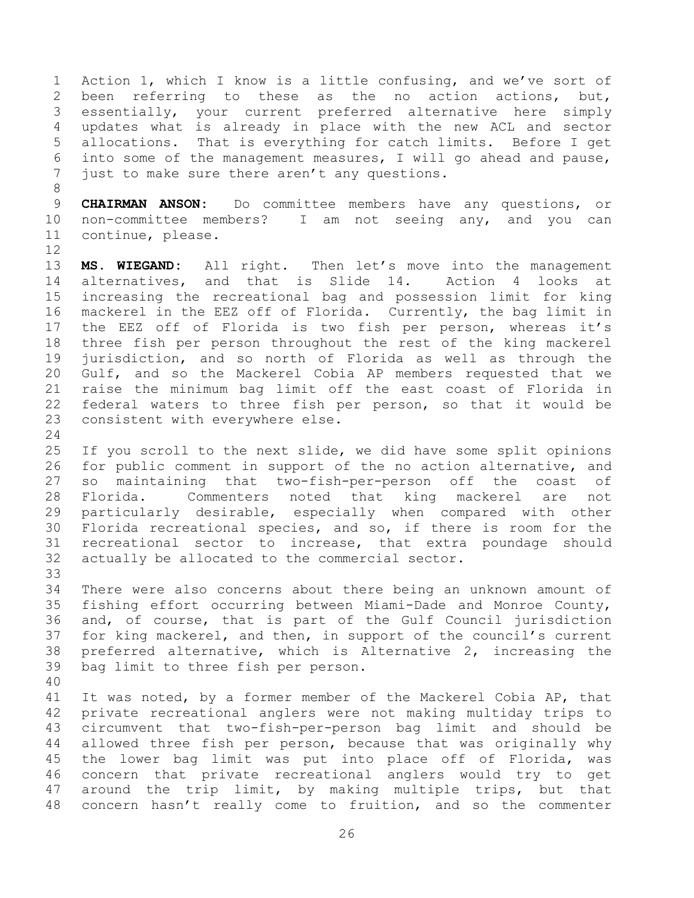Action 1, which I know is a little confusing, and we've sort of been referring to these as the no action actions, but, essentially, your current preferred alternative here simply updates what is already in place with the new ACL and sector allocations. That is everything for catch limits. Before I get into some of the management measures, I will go ahead and pause, just to make sure there aren't any questions.

**CHAIRMAN ANSON:** Do committee members have any questions, or non-committee members? I am not seeing any, and you can continue, please.

**MS. WIEGAND:** All right. Then let's move into the management alternatives, and that is Slide 14. Action 4 looks at increasing the recreational bag and possession limit for king mackerel in the EEZ off of Florida. Currently, the bag limit in the EEZ off of Florida is two fish per person, whereas it's three fish per person throughout the rest of the king mackerel jurisdiction, and so north of Florida as well as through the Gulf, and so the Mackerel Cobia AP members requested that we raise the minimum bag limit off the east coast of Florida in federal waters to three fish per person, so that it would be consistent with everywhere else.

If you scroll to the next slide, we did have some split opinions for public comment in support of the no action alternative, and so maintaining that two-fish-per-person off the coast of Florida. Commenters noted that king mackerel are not particularly desirable, especially when compared with other Florida recreational species, and so, if there is room for the recreational sector to increase, that extra poundage should actually be allocated to the commercial sector.

There were also concerns about there being an unknown amount of fishing effort occurring between Miami-Dade and Monroe County, and, of course, that is part of the Gulf Council jurisdiction for king mackerel, and then, in support of the council's current preferred alternative, which is Alternative 2, increasing the bag limit to three fish per person.

It was noted, by a former member of the Mackerel Cobia AP, that private recreational anglers were not making multiday trips to circumvent that two-fish-per-person bag limit and should be allowed three fish per person, because that was originally why the lower bag limit was put into place off of Florida, was concern that private recreational anglers would try to get around the trip limit, by making multiple trips, but that concern hasn't really come to fruition, and so the commenter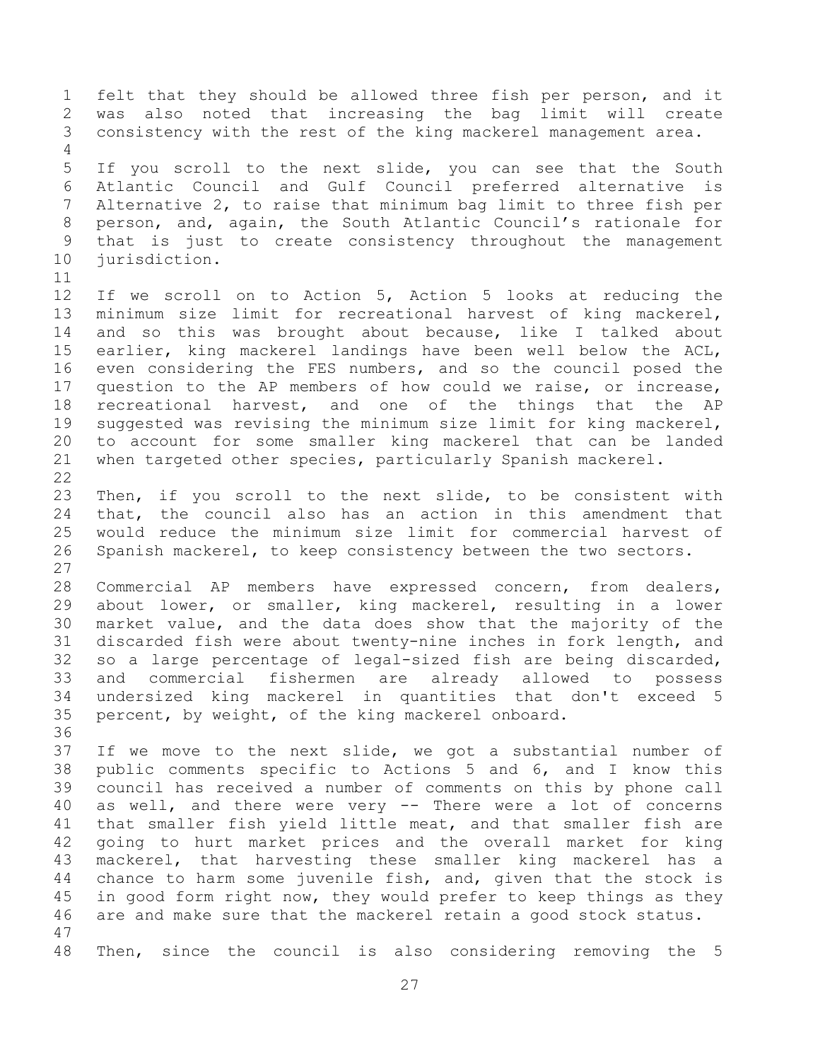felt that they should be allowed three fish per person, and it was also noted that increasing the bag limit will create consistency with the rest of the king mackerel management area.

If you scroll to the next slide, you can see that the South Atlantic Council and Gulf Council preferred alternative is Alternative 2, to raise that minimum bag limit to three fish per person, and, again, the South Atlantic Council's rationale for that is just to create consistency throughout the management jurisdiction.

If we scroll on to Action 5, Action 5 looks at reducing the minimum size limit for recreational harvest of king mackerel, and so this was brought about because, like I talked about earlier, king mackerel landings have been well below the ACL, even considering the FES numbers, and so the council posed the question to the AP members of how could we raise, or increase, recreational harvest, and one of the things that the AP suggested was revising the minimum size limit for king mackerel, to account for some smaller king mackerel that can be landed when targeted other species, particularly Spanish mackerel.

Then, if you scroll to the next slide, to be consistent with that, the council also has an action in this amendment that would reduce the minimum size limit for commercial harvest of Spanish mackerel, to keep consistency between the two sectors.

Commercial AP members have expressed concern, from dealers, about lower, or smaller, king mackerel, resulting in a lower market value, and the data does show that the majority of the discarded fish were about twenty-nine inches in fork length, and so a large percentage of legal-sized fish are being discarded, and commercial fishermen are already allowed to possess undersized king mackerel in quantities that don't exceed 5 percent, by weight, of the king mackerel onboard.

If we move to the next slide, we got a substantial number of public comments specific to Actions 5 and 6, and I know this council has received a number of comments on this by phone call as well, and there were very -- There were a lot of concerns that smaller fish yield little meat, and that smaller fish are going to hurt market prices and the overall market for king mackerel, that harvesting these smaller king mackerel has a chance to harm some juvenile fish, and, given that the stock is in good form right now, they would prefer to keep things as they are and make sure that the mackerel retain a good stock status.

Then, since the council is also considering removing the 5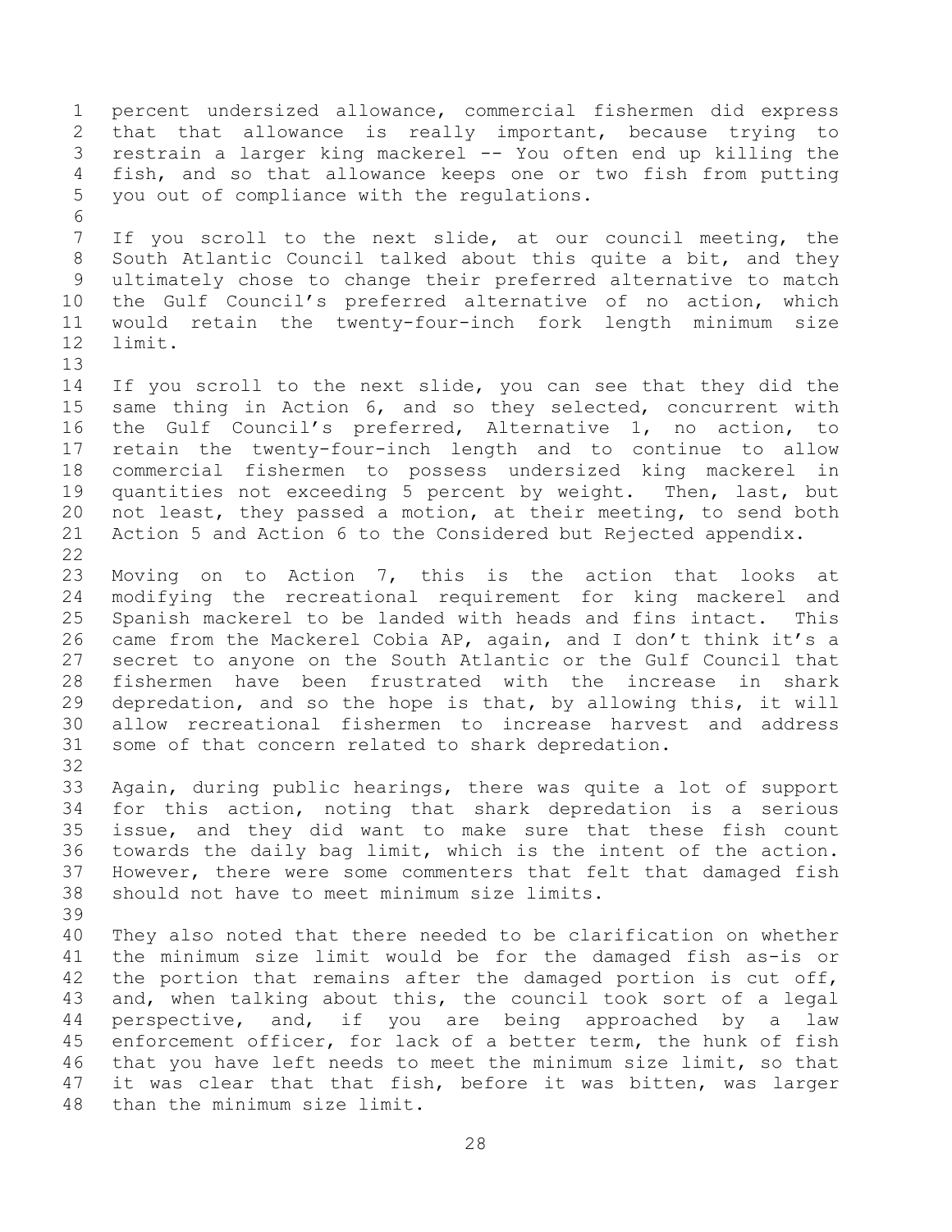percent undersized allowance, commercial fishermen did express that that allowance is really important, because trying to restrain a larger king mackerel -- You often end up killing the fish, and so that allowance keeps one or two fish from putting you out of compliance with the regulations.

If you scroll to the next slide, at our council meeting, the South Atlantic Council talked about this quite a bit, and they ultimately chose to change their preferred alternative to match the Gulf Council's preferred alternative of no action, which would retain the twenty-four-inch fork length minimum size limit.

If you scroll to the next slide, you can see that they did the same thing in Action 6, and so they selected, concurrent with the Gulf Council's preferred, Alternative 1, no action, to retain the twenty-four-inch length and to continue to allow commercial fishermen to possess undersized king mackerel in quantities not exceeding 5 percent by weight. Then, last, but not least, they passed a motion, at their meeting, to send both Action 5 and Action 6 to the Considered but Rejected appendix.

Moving on to Action 7, this is the action that looks at modifying the recreational requirement for king mackerel and Spanish mackerel to be landed with heads and fins intact. This came from the Mackerel Cobia AP, again, and I don't think it's a secret to anyone on the South Atlantic or the Gulf Council that fishermen have been frustrated with the increase in shark depredation, and so the hope is that, by allowing this, it will allow recreational fishermen to increase harvest and address some of that concern related to shark depredation.

Again, during public hearings, there was quite a lot of support for this action, noting that shark depredation is a serious issue, and they did want to make sure that these fish count towards the daily bag limit, which is the intent of the action. However, there were some commenters that felt that damaged fish should not have to meet minimum size limits.

They also noted that there needed to be clarification on whether the minimum size limit would be for the damaged fish as-is or the portion that remains after the damaged portion is cut off, and, when talking about this, the council took sort of a legal perspective, and, if you are being approached by a law enforcement officer, for lack of a better term, the hunk of fish that you have left needs to meet the minimum size limit, so that it was clear that that fish, before it was bitten, was larger than the minimum size limit.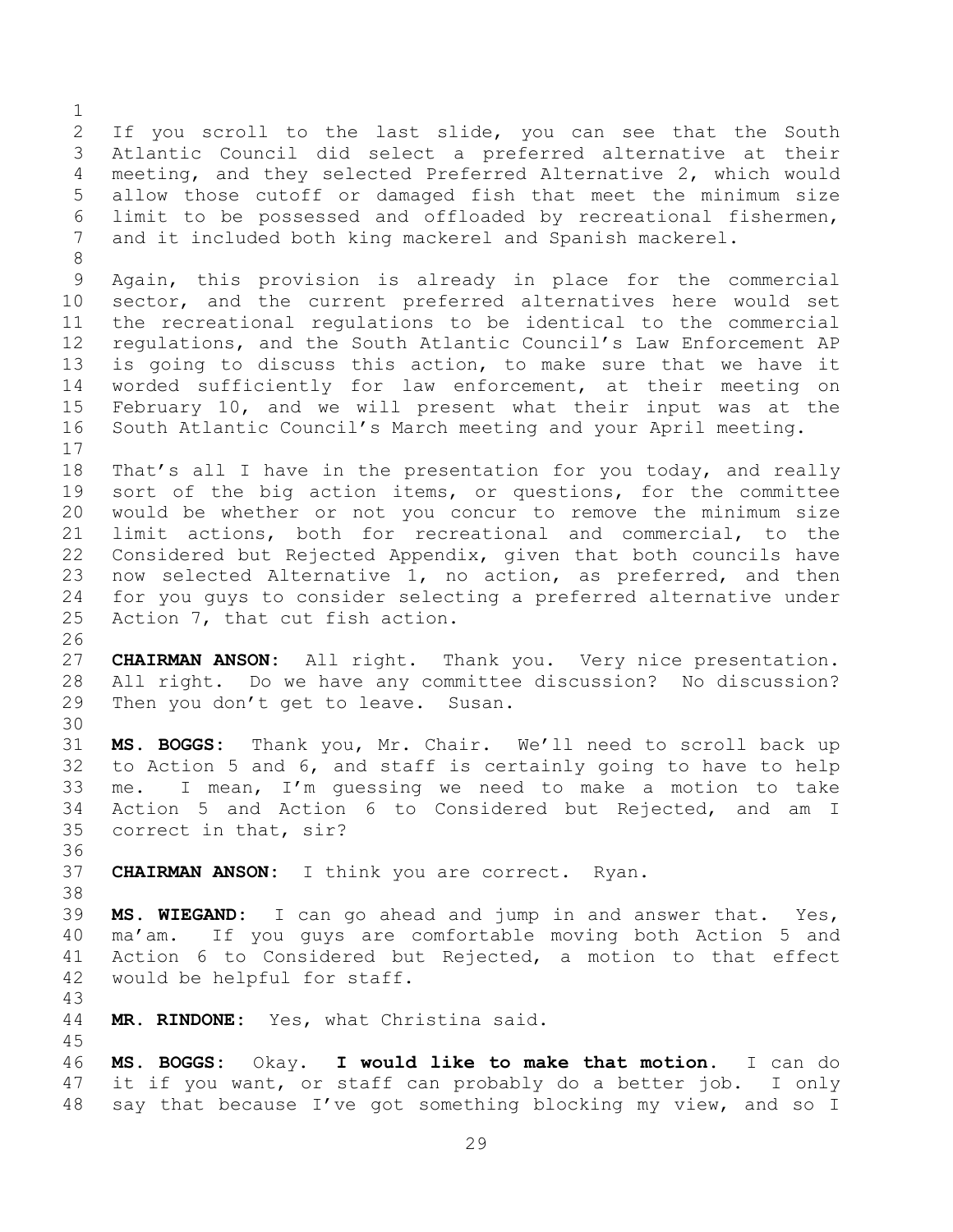If you scroll to the last slide, you can see that the South Atlantic Council did select a preferred alternative at their meeting, and they selected Preferred Alternative 2, which would allow those cutoff or damaged fish that meet the minimum size limit to be possessed and offloaded by recreational fishermen, and it included both king mackerel and Spanish mackerel.

Again, this provision is already in place for the commercial sector, and the current preferred alternatives here would set the recreational regulations to be identical to the commercial regulations, and the South Atlantic Council's Law Enforcement AP is going to discuss this action, to make sure that we have it worded sufficiently for law enforcement, at their meeting on February 10, and we will present what their input was at the South Atlantic Council's March meeting and your April meeting.

That's all I have in the presentation for you today, and really sort of the big action items, or questions, for the committee would be whether or not you concur to remove the minimum size limit actions, both for recreational and commercial, to the Considered but Rejected Appendix, given that both councils have now selected Alternative 1, no action, as preferred, and then for you guys to consider selecting a preferred alternative under Action 7, that cut fish action.

**CHAIRMAN ANSON:** All right. Thank you. Very nice presentation. All right. Do we have any committee discussion? No discussion? Then you don't get to leave. Susan.

**MS. BOGGS:** Thank you, Mr. Chair. We'll need to scroll back up to Action 5 and 6, and staff is certainly going to have to help me. I mean, I'm guessing we need to make a motion to take Action 5 and Action 6 to Considered but Rejected, and am I correct in that, sir?

**CHAIRMAN ANSON:** I think you are correct. Ryan.

**MS. WIEGAND:** I can go ahead and jump in and answer that. Yes, ma'am. If you guys are comfortable moving both Action 5 and Action 6 to Considered but Rejected, a motion to that effect would be helpful for staff.

**MR. RINDONE:** Yes, what Christina said.

**MS. BOGGS:** Okay. **I would like to make that motion.** I can do it if you want, or staff can probably do a better job. I only say that because I've got something blocking my view, and so I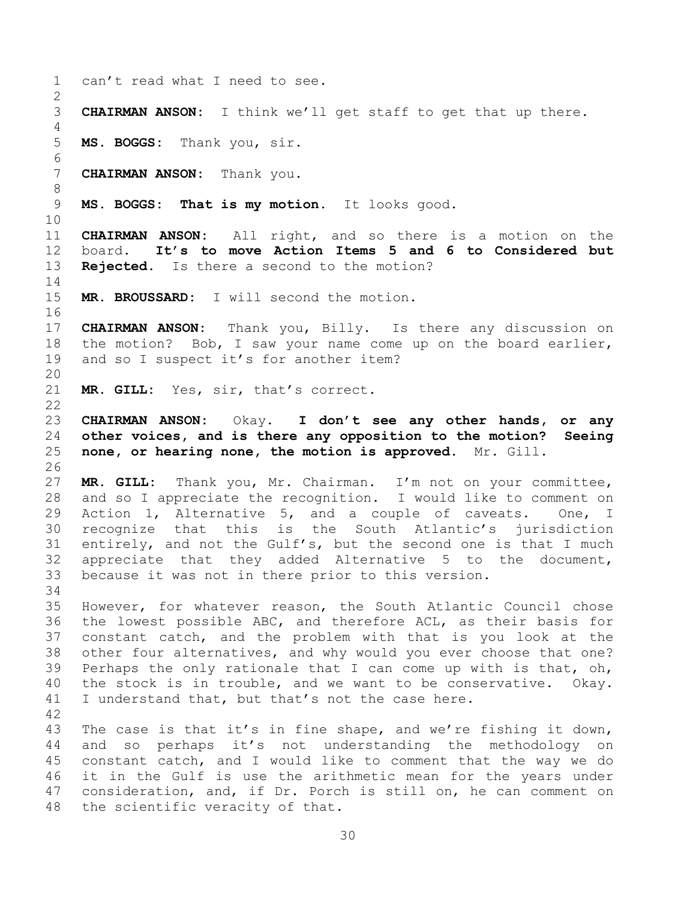can't read what I need to see.

**CHAIRMAN ANSON:** I think we'll get staff to get that up there.

**MS. BOGGS:** Thank you, sir.

**CHAIRMAN ANSON:** Thank you.

**MS. BOGGS: That is my motion.** It looks good.

**CHAIRMAN ANSON:** All right, and so there is a motion on the board. **It's to move Action Items 5 and 6 to Considered but Rejected.** Is there a second to the motion?

**MR. BROUSSARD:** I will second the motion.

**CHAIRMAN ANSON:** Thank you, Billy. Is there any discussion on the motion? Bob, I saw your name come up on the board earlier, and so I suspect it's for another item?

**MR. GILL:** Yes, sir, that's correct.

**CHAIRMAN ANSON:** Okay. **I don't see any other hands, or any other voices, and is there any opposition to the motion? Seeing none, or hearing none, the motion is approved.** Mr. Gill.

**MR. GILL:** Thank you, Mr. Chairman. I'm not on your committee, and so I appreciate the recognition. I would like to comment on Action 1, Alternative 5, and a couple of caveats. One, I recognize that this is the South Atlantic's jurisdiction entirely, and not the Gulf's, but the second one is that I much appreciate that they added Alternative 5 to the document, because it was not in there prior to this version.

However, for whatever reason, the South Atlantic Council chose the lowest possible ABC, and therefore ACL, as their basis for constant catch, and the problem with that is you look at the other four alternatives, and why would you ever choose that one? Perhaps the only rationale that I can come up with is that, oh, the stock is in trouble, and we want to be conservative. Okay. I understand that, but that's not the case here.

The case is that it's in fine shape, and we're fishing it down, and so perhaps it's not understanding the methodology on constant catch, and I would like to comment that the way we do it in the Gulf is use the arithmetic mean for the years under consideration, and, if Dr. Porch is still on, he can comment on the scientific veracity of that.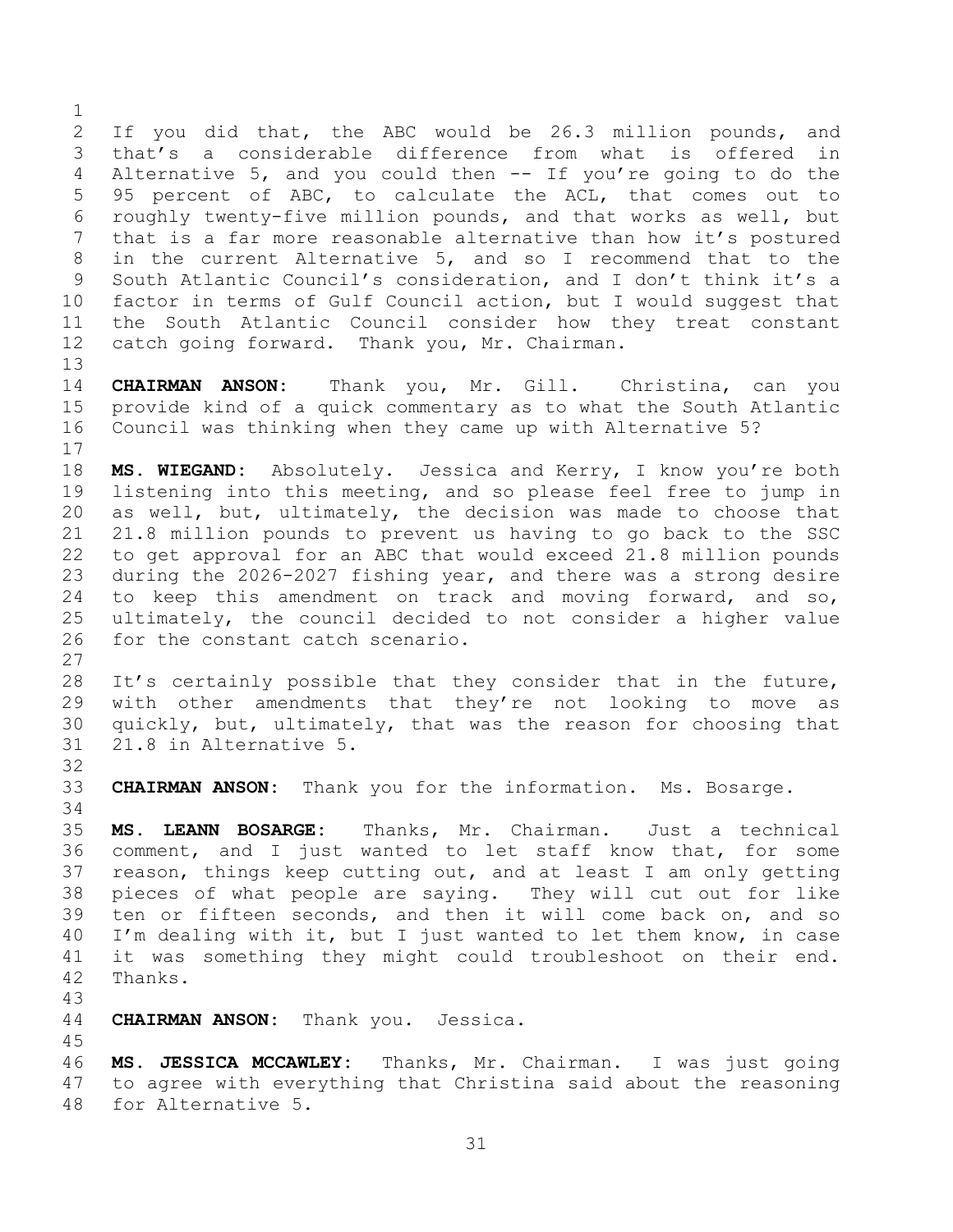If you did that, the ABC would be 26.3 million pounds, and that's a considerable difference from what is offered in Alternative 5, and you could then -- If you're going to do the 95 percent of ABC, to calculate the ACL, that comes out to roughly twenty-five million pounds, and that works as well, but that is a far more reasonable alternative than how it's postured in the current Alternative 5, and so I recommend that to the South Atlantic Council's consideration, and I don't think it's a factor in terms of Gulf Council action, but I would suggest that the South Atlantic Council consider how they treat constant catch going forward. Thank you, Mr. Chairman.

**CHAIRMAN ANSON:** Thank you, Mr. Gill. Christina, can you provide kind of a quick commentary as to what the South Atlantic Council was thinking when they came up with Alternative 5?

**MS. WIEGAND:** Absolutely. Jessica and Kerry, I know you're both listening into this meeting, and so please feel free to jump in as well, but, ultimately, the decision was made to choose that 21.8 million pounds to prevent us having to go back to the SSC to get approval for an ABC that would exceed 21.8 million pounds during the 2026-2027 fishing year, and there was a strong desire to keep this amendment on track and moving forward, and so, ultimately, the council decided to not consider a higher value for the constant catch scenario.

It's certainly possible that they consider that in the future, with other amendments that they're not looking to move as quickly, but, ultimately, that was the reason for choosing that 21.8 in Alternative 5.

**CHAIRMAN ANSON:** Thank you for the information. Ms. Bosarge.

**MS. LEANN BOSARGE:** Thanks, Mr. Chairman. Just a technical comment, and I just wanted to let staff know that, for some reason, things keep cutting out, and at least I am only getting pieces of what people are saying. They will cut out for like ten or fifteen seconds, and then it will come back on, and so I'm dealing with it, but I just wanted to let them know, in case it was something they might could troubleshoot on their end. Thanks.

**CHAIRMAN ANSON:** Thank you. Jessica.

**MS. JESSICA MCCAWLEY:** Thanks, Mr. Chairman. I was just going to agree with everything that Christina said about the reasoning for Alternative 5.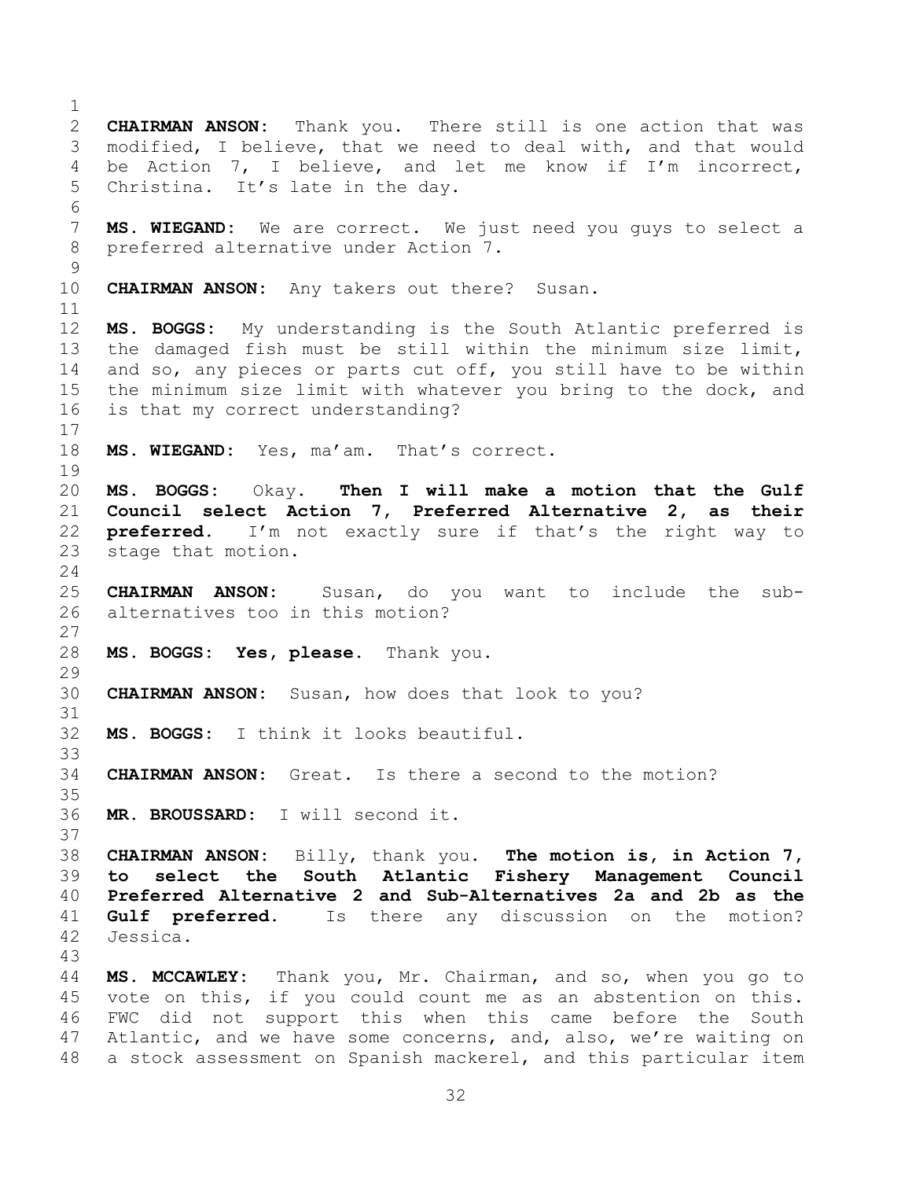**CHAIRMAN ANSON:** Thank you. There still is one action that was modified, I believe, that we need to deal with, and that would be Action 7, I believe, and let me know if I'm incorrect, Christina. It's late in the day.

**MS. WIEGAND:** We are correct. We just need you guys to select a preferred alternative under Action 7.

**CHAIRMAN ANSON:** Any takers out there? Susan.

**MS. BOGGS:** My understanding is the South Atlantic preferred is the damaged fish must be still within the minimum size limit, and so, any pieces or parts cut off, you still have to be within the minimum size limit with whatever you bring to the dock, and is that my correct understanding?

**MS. WIEGAND:** Yes, ma'am. That's correct.

**MS. BOGGS:** Okay. **Then I will make a motion that the Gulf Council select Action 7, Preferred Alternative 2, as their preferred.** I'm not exactly sure if that's the right way to stage that motion.

**CHAIRMAN ANSON:** Susan, do you want to include the sub-alternatives too in this motion?

**MS. BOGGS:** **Yes, please.** Thank you.

**CHAIRMAN ANSON:** Susan, how does that look to you?

**MS. BOGGS:** I think it looks beautiful.

**CHAIRMAN ANSON:** Great. Is there a second to the motion?

**MR. BROUSSARD:** I will second it.

**CHAIRMAN ANSON:** Billy, thank you. **The motion is, in Action 7, to select the South Atlantic Fishery Management Council Preferred Alternative 2 and Sub-Alternatives 2a and 2b as the Gulf preferred.** Is there any discussion on the motion? Jessica.

**MS. MCCAWLEY:** Thank you, Mr. Chairman, and so, when you go to vote on this, if you could count me as an abstention on this. FWC did not support this when this came before the South Atlantic, and we have some concerns, and, also, we're waiting on a stock assessment on Spanish mackerel, and this particular item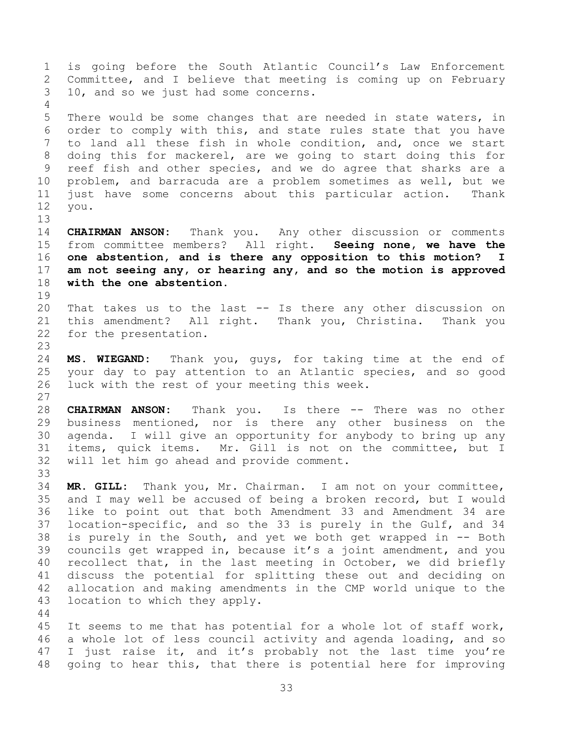is going before the South Atlantic Council's Law Enforcement Committee, and I believe that meeting is coming up on February 10, and so we just had some concerns.

There would be some changes that are needed in state waters, in order to comply with this, and state rules state that you have to land all these fish in whole condition, and, once we start doing this for mackerel, are we going to start doing this for reef fish and other species, and we do agree that sharks are a problem, and barracuda are a problem sometimes as well, but we just have some concerns about this particular action. Thank you.

**CHAIRMAN ANSON:** Thank you. Any other discussion or comments from committee members? All right. **Seeing none, we have the one abstention, and is there any opposition to this motion? I am not seeing any, or hearing any, and so the motion is approved with the one abstention.**

That takes us to the last -- Is there any other discussion on this amendment? All right. Thank you, Christina. Thank you for the presentation.

**MS. WIEGAND:** Thank you, guys, for taking time at the end of your day to pay attention to an Atlantic species, and so good luck with the rest of your meeting this week.

**CHAIRMAN ANSON:** Thank you. Is there -- There was no other business mentioned, nor is there any other business on the agenda. I will give an opportunity for anybody to bring up any items, quick items. Mr. Gill is not on the committee, but I will let him go ahead and provide comment.

**MR. GILL:** Thank you, Mr. Chairman. I am not on your committee, and I may well be accused of being a broken record, but I would like to point out that both Amendment 33 and Amendment 34 are location-specific, and so the 33 is purely in the Gulf, and 34 is purely in the South, and yet we both get wrapped in -- Both councils get wrapped in, because it's a joint amendment, and you recollect that, in the last meeting in October, we did briefly discuss the potential for splitting these out and deciding on allocation and making amendments in the CMP world unique to the location to which they apply.

It seems to me that has potential for a whole lot of staff work, a whole lot of less council activity and agenda loading, and so I just raise it, and it's probably not the last time you're going to hear this, that there is potential here for improving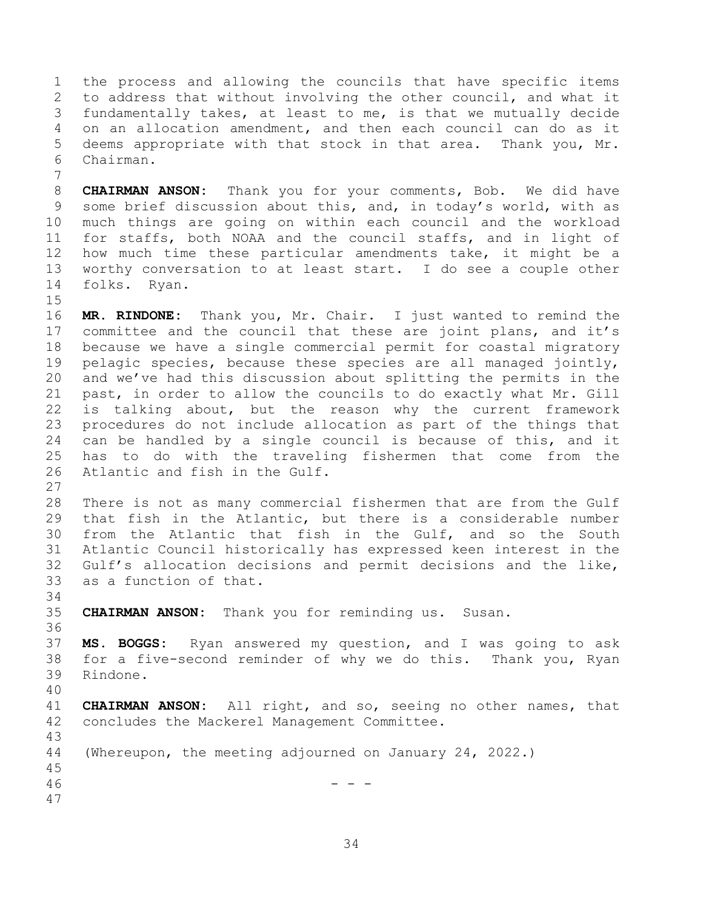the process and allowing the councils that have specific items to address that without involving the other council, and what it fundamentally takes, at least to me, is that we mutually decide on an allocation amendment, and then each council can do as it deems appropriate with that stock in that area. Thank you, Mr. Chairman.

**CHAIRMAN ANSON:** Thank you for your comments, Bob. We did have some brief discussion about this, and, in today's world, with as much things are going on within each council and the workload for staffs, both NOAA and the council staffs, and in light of how much time these particular amendments take, it might be a worthy conversation to at least start. I do see a couple other folks. Ryan.

**MR. RINDONE:** Thank you, Mr. Chair. I just wanted to remind the committee and the council that these are joint plans, and it's because we have a single commercial permit for coastal migratory pelagic species, because these species are all managed jointly, and we've had this discussion about splitting the permits in the past, in order to allow the councils to do exactly what Mr. Gill is talking about, but the reason why the current framework procedures do not include allocation as part of the things that can be handled by a single council is because of this, and it has to do with the traveling fishermen that come from the Atlantic and fish in the Gulf.

There is not as many commercial fishermen that are from the Gulf that fish in the Atlantic, but there is a considerable number from the Atlantic that fish in the Gulf, and so the South Atlantic Council historically has expressed keen interest in the Gulf's allocation decisions and permit decisions and the like, as a function of that.

**CHAIRMAN ANSON:** Thank you for reminding us. Susan.

**MS. BOGGS:** Ryan answered my question, and I was going to ask for a five-second reminder of why we do this. Thank you, Ryan Rindone.

**CHAIRMAN ANSON:** All right, and so, seeing no other names, that concludes the Mackerel Management Committee.

(Whereupon, the meeting adjourned on January 24, 2022.)

- - -